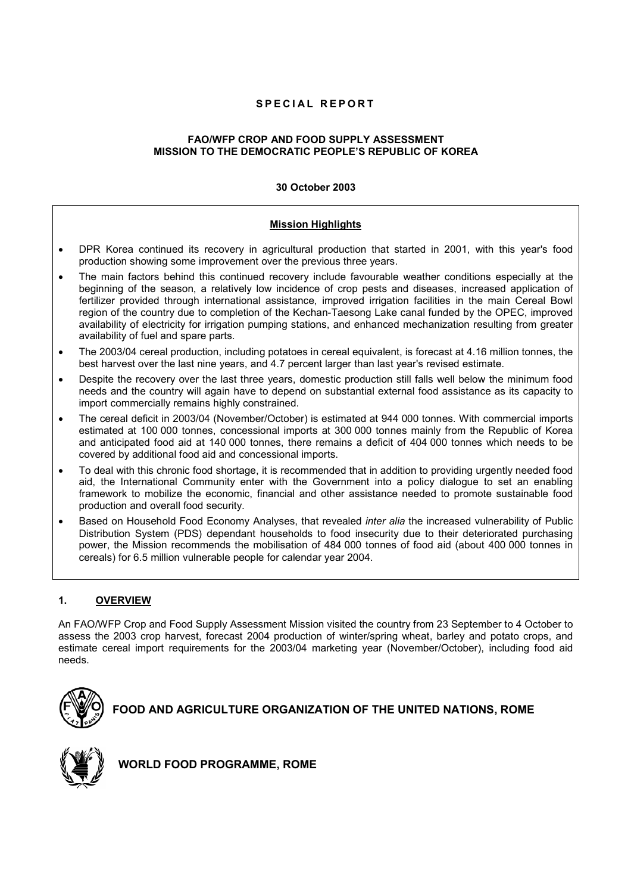**SPECIAL REPORT**

**FAO/WFP CROP AND FOOD SUPPLY ASSESSMENT MISSION TO THE DEMOCRATIC PEOPLE'S REPUBLIC OF KOREA**

**30 October 2003**

**Mission Highlights**

- DPR Korea continued its recovery in agricultural production that started in 2001, with this year's food production showing some improvement over the previous three years.
- The main factors behind this continued recovery include favourable weather conditions especially at the beginning of the season, a relatively low incidence of crop pests and diseases, increased application of fertilizer provided through international assistance, improved irrigation facilities in the main Cereal Bowl region of the country due to completion of the Kechan-Taesong Lake canal funded by the OPEC, improved availability of electricity for irrigation pumping stations, and enhanced mechanization resulting from greater availability of fuel and spare parts.
- The 2003/04 cereal production, including potatoes in cereal equivalent, is forecast at 4.16 million tonnes, the best harvest over the last nine years, and 4.7 percent larger than last year's revised estimate.
- Despite the recovery over the last three years, domestic production still falls well below the minimum food needs and the country will again have to depend on substantial external food assistance as its capacity to import commercially remains highly constrained.
- The cereal deficit in 2003/04 (November/October) is estimated at 944 000 tonnes. With commercial imports estimated at 100 000 tonnes, concessional imports at 300 000 tonnes mainly from the Republic of Korea and anticipated food aid at 140 000 tonnes, there remains a deficit of 404 000 tonnes which needs to be covered by additional food aid and concessional imports.
- To deal with this chronic food shortage, it is recommended that in addition to providing urgently needed food aid, the International Community enter with the Government into a policy dialogue to set an enabling framework to mobilize the economic, financial and other assistance needed to promote sustainable food production and overall food security.
- Based on Household Food Economy Analyses, that revealed *inter alia* the increased vulnerability of Public Distribution System (PDS) dependant households to food insecurity due to their deteriorated purchasing power, the Mission recommends the mobilisation of 484 000 tonnes of food aid (about 400 000 tonnes in cereals) for 6.5 million vulnerable people for calendar year 2004.

## 1. OVERVIEW

An FAO/WFP Crop and Food Supply Assessment Mission visited the country from 23 September to 4 October to assess the 2003 crop harvest, forecast 2004 production of winter/spring wheat, barley and potato crops, and estimate cereal import requirements for the 2003/04 marketing year (November/October), including food aid needs.

**FOOD AND AGRICULTURE ORGANIZATION OF THE UNITED NATIONS, ROME**

**WORLD FOOD PROGRAMME, ROME**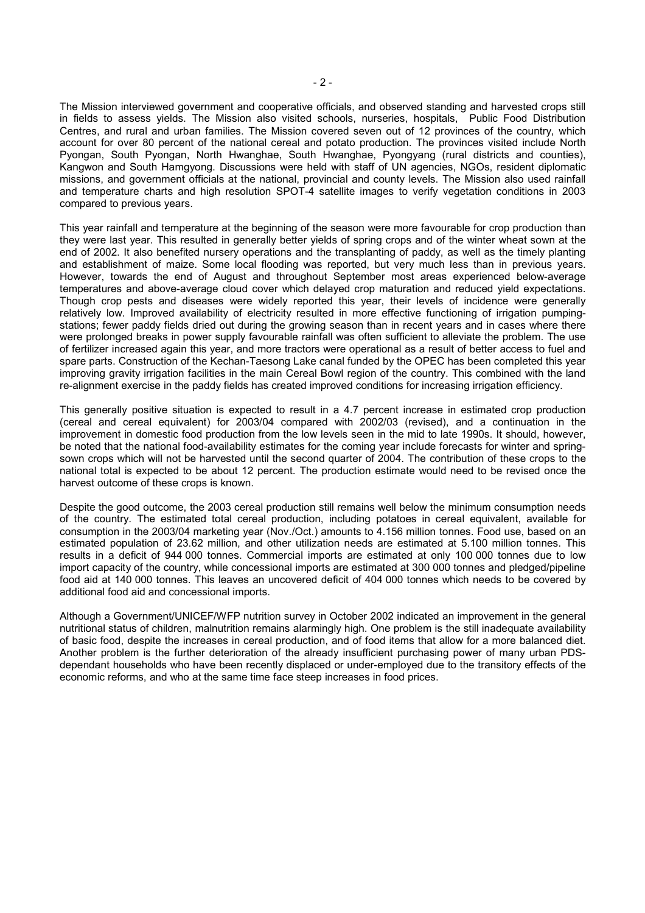The Mission interviewed government and cooperative officials, and observed standing and harvested crops still in fields to assess yields. The Mission also visited schools, nurseries, hospitals, Public Food Distribution Centres, and rural and urban families. The Mission covered seven out of 12 provinces of the country, which account for over 80 percent of the national cereal and potato production. The provinces visited include North Pyongan, South Pyongan, North Hwanghae, South Hwanghae, Pyongyang (rural districts and counties), Kangwon and South Hamgyong. Discussions were held with staff of UN agencies, NGOs, resident diplomatic missions, and government officials at the national, provincial and county levels. The Mission also used rainfall and temperature charts and high resolution SPOT-4 satellite images to verify vegetation conditions in 2003 compared to previous years.

This year rainfall and temperature at the beginning of the season were more favourable for crop production than they were last year. This resulted in generally better yields of spring crops and of the winter wheat sown at the end of 2002. It also benefited nursery operations and the transplanting of paddy, as well as the timely planting and establishment of maize. Some local flooding was reported, but very much less than in previous years. However, towards the end of August and throughout September most areas experienced below-average temperatures and above-average cloud cover which delayed crop maturation and reduced yield expectations. Though crop pests and diseases were widely reported this year, their levels of incidence were generally relatively low. Improved availability of electricity resulted in more effective functioning of irrigation pumping-stations; fewer paddy fields dried out during the growing season than in recent years and in cases where there were prolonged breaks in power supply favourable rainfall was often sufficient to alleviate the problem. The use of fertilizer increased again this year, and more tractors were operational as a result of better access to fuel and spare parts. Construction of the Kechan-Taesong Lake canal funded by the OPEC has been completed this year improving gravity irrigation facilities in the main Cereal Bowl region of the country. This combined with the land re-alignment exercise in the paddy fields has created improved conditions for increasing irrigation efficiency.

This generally positive situation is expected to result in a 4.7 percent increase in estimated crop production (cereal and cereal equivalent) for 2003/04 compared with 2002/03 (revised), and a continuation in the improvement in domestic food production from the low levels seen in the mid to late 1990s. It should, however, be noted that the national food-availability estimates for the coming year include forecasts for winter and spring-sown crops which will not be harvested until the second quarter of 2004. The contribution of these crops to the national total is expected to be about 12 percent. The production estimate would need to be revised once the harvest outcome of these crops is known.

Despite the good outcome, the 2003 cereal production still remains well below the minimum consumption needs of the country. The estimated total cereal production, including potatoes in cereal equivalent, available for consumption in the 2003/04 marketing year (Nov./Oct.) amounts to 4.156 million tonnes. Food use, based on an estimated population of 23.62 million, and other utilization needs are estimated at 5.100 million tonnes. This results in a deficit of 944 000 tonnes. Commercial imports are estimated at only 100 000 tonnes due to low import capacity of the country, while concessional imports are estimated at 300 000 tonnes and pledged/pipeline food aid at 140 000 tonnes. This leaves an uncovered deficit of 404 000 tonnes which needs to be covered by additional food aid and concessional imports.

Although a Government/UNICEF/WFP nutrition survey in October 2002 indicated an improvement in the general nutritional status of children, malnutrition remains alarmingly high. One problem is the still inadequate availability of basic food, despite the increases in cereal production, and of food items that allow for a more balanced diet. Another problem is the further deterioration of the already insufficient purchasing power of many urban PDS-dependant households who have been recently displaced or under-employed due to the transitory effects of the economic reforms, and who at the same time face steep increases in food prices.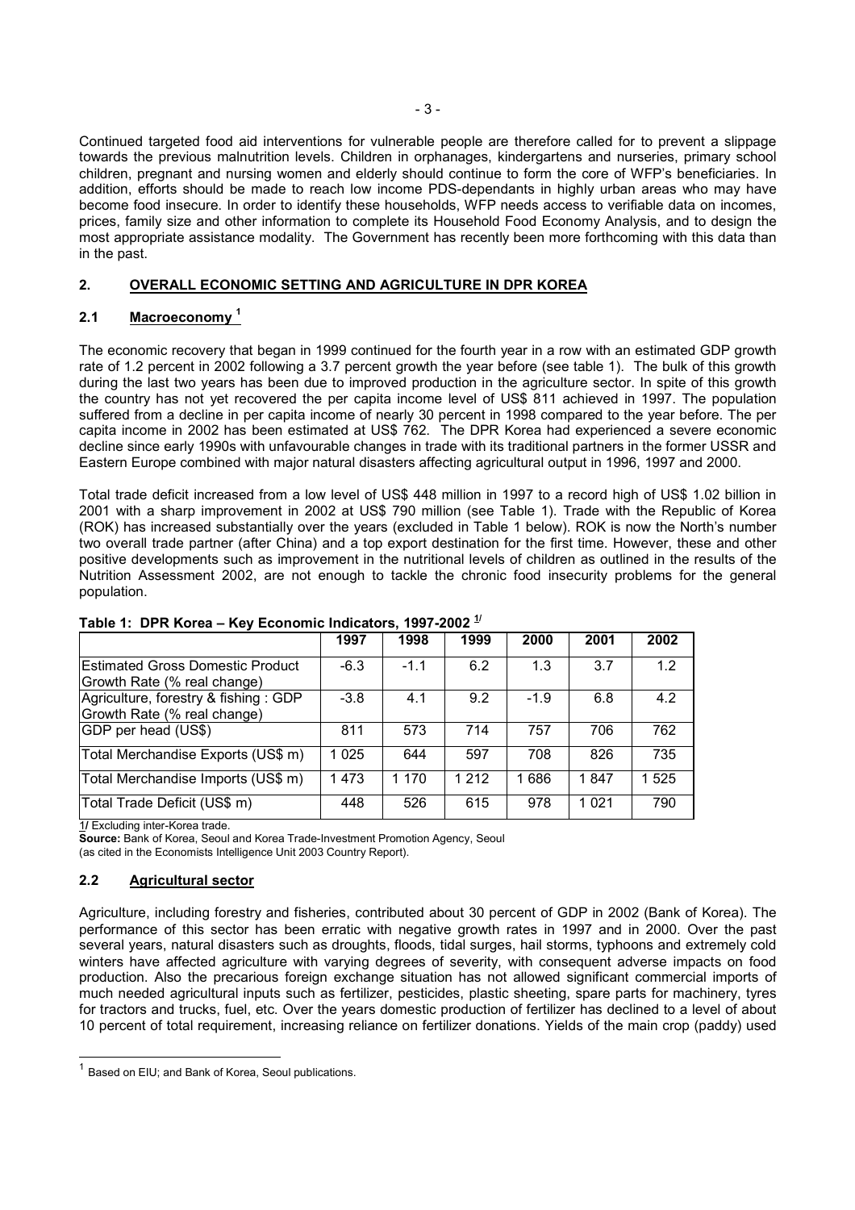Continued targeted food aid interventions for vulnerable people are therefore called for to prevent a slippage towards the previous malnutrition levels. Children in orphanages, kindergartens and nurseries, primary school children, pregnant and nursing women and elderly should continue to form the core of WFP's beneficiaries. In addition, efforts should be made to reach low income PDS-dependants in highly urban areas who may have become food insecure. In order to identify these households, WFP needs access to verifiable data on incomes, prices, family size and other information to complete its Household Food Economy Analysis, and to design the most appropriate assistance modality. The Government has recently been more forthcoming with this data than in the past.

## 2. OVERALL ECONOMIC SETTING AND AGRICULTURE IN DPR KOREA

### 2.1 Macroeconomy [1]

The economic recovery that began in 1999 continued for the fourth year in a row with an estimated GDP growth rate of 1.2 percent in 2002 following a 3.7 percent growth the year before (see table 1). The bulk of this growth during the last two years has been due to improved production in the agriculture sector. In spite of this growth the country has not yet recovered the per capita income level of US$ 811 achieved in 1997. The population suffered from a decline in per capita income of nearly 30 percent in 1998 compared to the year before. The per capita income in 2002 has been estimated at US$ 762. The DPR Korea had experienced a severe economic decline since early 1990s with unfavourable changes in trade with its traditional partners in the former USSR and Eastern Europe combined with major natural disasters affecting agricultural output in 1996, 1997 and 2000.

Total trade deficit increased from a low level of US$ 448 million in 1997 to a record high of US$ 1.02 billion in 2001 with a sharp improvement in 2002 at US$ 790 million (see Table 1). Trade with the Republic of Korea (ROK) has increased substantially over the years (excluded in Table 1 below). ROK is now the North's number two overall trade partner (after China) and a top export destination for the first time. However, these and other positive developments such as improvement in the nutritional levels of children as outlined in the results of the Nutrition Assessment 2002, are not enough to tackle the chronic food insecurity problems for the general population.

**Table 1: DPR Korea – Key Economic Indicators, 1997-2002** [1/]

| | 1997 | 1998 | 1999 | 2000 | 2001 | 2002 |
|---|---|---|---|---|---|---|
| Estimated Gross Domestic Product Growth Rate (% real change) | -6.3 | -1.1 | 6.2 | 1.3 | 3.7 | 1.2 |
| Agriculture, forestry & fishing : GDP Growth Rate (% real change) | -3.8 | 4.1 | 9.2 | -1.9 | 6.8 | 4.2 |
| GDP per head (US$) | 811 | 573 | 714 | 757 | 706 | 762 |
| Total Merchandise Exports (US$ m) | 1 025 | 644 | 597 | 708 | 826 | 735 |
| Total Merchandise Imports (US$ m) | 1 473 | 1 170 | 1 212 | 1 686 | 1 847 | 1 525 |
| Total Trade Deficit (US$ m) | 448 | 526 | 615 | 978 | 1 021 | 790 |

1/ Excluding inter-Korea trade.
**Source:** Bank of Korea, Seoul and Korea Trade-Investment Promotion Agency, Seoul
(as cited in the Economists Intelligence Unit 2003 Country Report).

### 2.2 Agricultural sector

Agriculture, including forestry and fisheries, contributed about 30 percent of GDP in 2002 (Bank of Korea). The performance of this sector has been erratic with negative growth rates in 1997 and in 2000. Over the past several years, natural disasters such as droughts, floods, tidal surges, hail storms, typhoons and extremely cold winters have affected agriculture with varying degrees of severity, with consequent adverse impacts on food production. Also the precarious foreign exchange situation has not allowed significant commercial imports of much needed agricultural inputs such as fertilizer, pesticides, plastic sheeting, spare parts for machinery, tyres for tractors and trucks, fuel, etc. Over the years domestic production of fertilizer has declined to a level of about 10 percent of total requirement, increasing reliance on fertilizer donations. Yields of the main crop (paddy) used

[1] Based on EIU; and Bank of Korea, Seoul publications.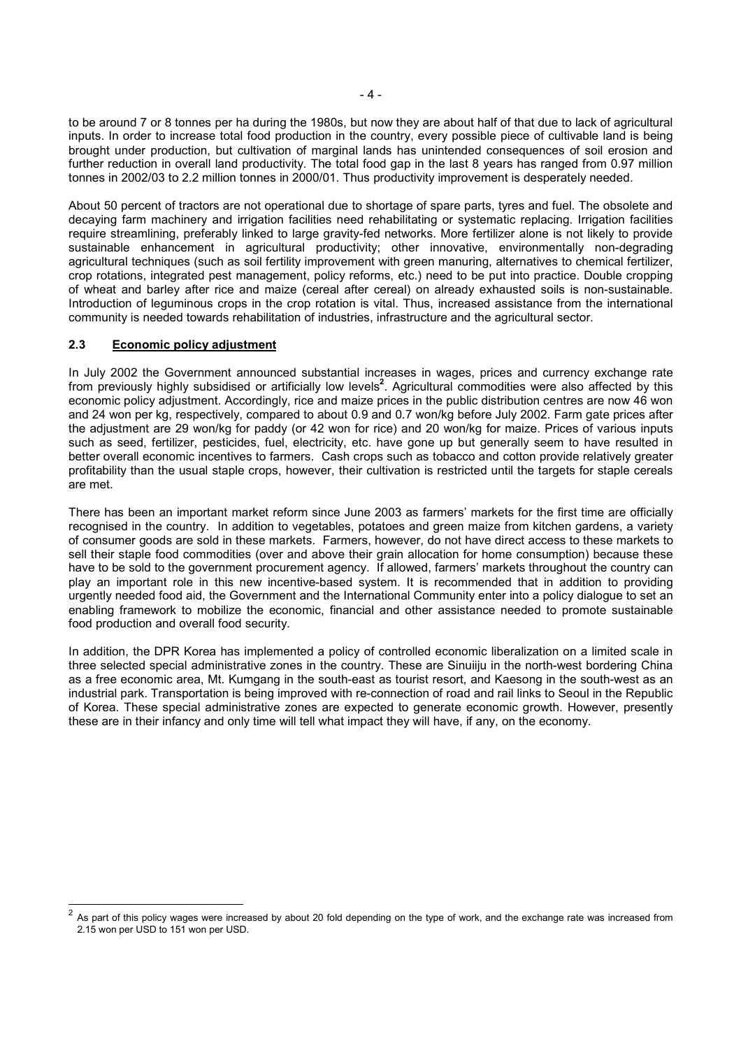to be around 7 or 8 tonnes per ha during the 1980s, but now they are about half of that due to lack of agricultural inputs. In order to increase total food production in the country, every possible piece of cultivable land is being brought under production, but cultivation of marginal lands has unintended consequences of soil erosion and further reduction in overall land productivity. The total food gap in the last 8 years has ranged from 0.97 million tonnes in 2002/03 to 2.2 million tonnes in 2000/01. Thus productivity improvement is desperately needed.

About 50 percent of tractors are not operational due to shortage of spare parts, tyres and fuel. The obsolete and decaying farm machinery and irrigation facilities need rehabilitating or systematic replacing. Irrigation facilities require streamlining, preferably linked to large gravity-fed networks. More fertilizer alone is not likely to provide sustainable enhancement in agricultural productivity; other innovative, environmentally non-degrading agricultural techniques (such as soil fertility improvement with green manuring, alternatives to chemical fertilizer, crop rotations, integrated pest management, policy reforms, etc.) need to be put into practice. Double cropping of wheat and barley after rice and maize (cereal after cereal) on already exhausted soils is non-sustainable. Introduction of leguminous crops in the crop rotation is vital. Thus, increased assistance from the international community is needed towards rehabilitation of industries, infrastructure and the agricultural sector.

### 2.3 Economic policy adjustment

In July 2002 the Government announced substantial increases in wages, prices and currency exchange rate from previously highly subsidised or artificially low levels[2]. Agricultural commodities were also affected by this economic policy adjustment. Accordingly, rice and maize prices in the public distribution centres are now 46 won and 24 won per kg, respectively, compared to about 0.9 and 0.7 won/kg before July 2002. Farm gate prices after the adjustment are 29 won/kg for paddy (or 42 won for rice) and 20 won/kg for maize. Prices of various inputs such as seed, fertilizer, pesticides, fuel, electricity, etc. have gone up but generally seem to have resulted in better overall economic incentives to farmers. Cash crops such as tobacco and cotton provide relatively greater profitability than the usual staple crops, however, their cultivation is restricted until the targets for staple cereals are met.

There has been an important market reform since June 2003 as farmers' markets for the first time are officially recognised in the country. In addition to vegetables, potatoes and green maize from kitchen gardens, a variety of consumer goods are sold in these markets. Farmers, however, do not have direct access to these markets to sell their staple food commodities (over and above their grain allocation for home consumption) because these have to be sold to the government procurement agency. If allowed, farmers' markets throughout the country can play an important role in this new incentive-based system. It is recommended that in addition to providing urgently needed food aid, the Government and the International Community enter into a policy dialogue to set an enabling framework to mobilize the economic, financial and other assistance needed to promote sustainable food production and overall food security.

In addition, the DPR Korea has implemented a policy of controlled economic liberalization on a limited scale in three selected special administrative zones in the country. These are Sinuiiju in the north-west bordering China as a free economic area, Mt. Kumgang in the south-east as tourist resort, and Kaesong in the south-west as an industrial park. Transportation is being improved with re-connection of road and rail links to Seoul in the Republic of Korea. These special administrative zones are expected to generate economic growth. However, presently these are in their infancy and only time will tell what impact they will have, if any, on the economy.

---

[2] As part of this policy wages were increased by about 20 fold depending on the type of work, and the exchange rate was increased from 2.15 won per USD to 151 won per USD.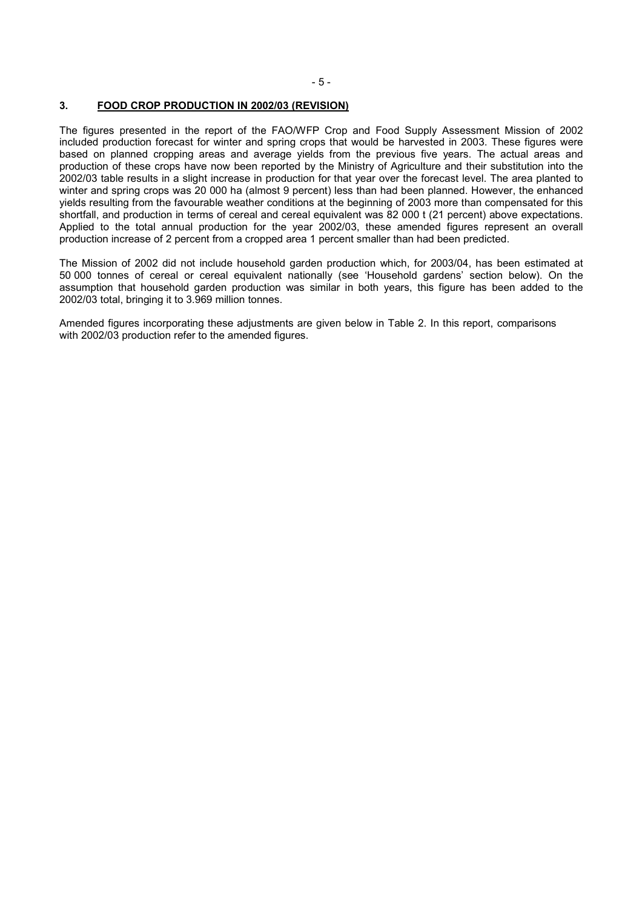## 3. FOOD CROP PRODUCTION IN 2002/03 (REVISION)

The figures presented in the report of the FAO/WFP Crop and Food Supply Assessment Mission of 2002 included production forecast for winter and spring crops that would be harvested in 2003. These figures were based on planned cropping areas and average yields from the previous five years. The actual areas and production of these crops have now been reported by the Ministry of Agriculture and their substitution into the 2002/03 table results in a slight increase in production for that year over the forecast level. The area planted to winter and spring crops was 20 000 ha (almost 9 percent) less than had been planned. However, the enhanced yields resulting from the favourable weather conditions at the beginning of 2003 more than compensated for this shortfall, and production in terms of cereal and cereal equivalent was 82 000 t (21 percent) above expectations. Applied to the total annual production for the year 2002/03, these amended figures represent an overall production increase of 2 percent from a cropped area 1 percent smaller than had been predicted.

The Mission of 2002 did not include household garden production which, for 2003/04, has been estimated at 50 000 tonnes of cereal or cereal equivalent nationally (see 'Household gardens' section below). On the assumption that household garden production was similar in both years, this figure has been added to the 2002/03 total, bringing it to 3.969 million tonnes.

Amended figures incorporating these adjustments are given below in Table 2. In this report, comparisons with 2002/03 production refer to the amended figures.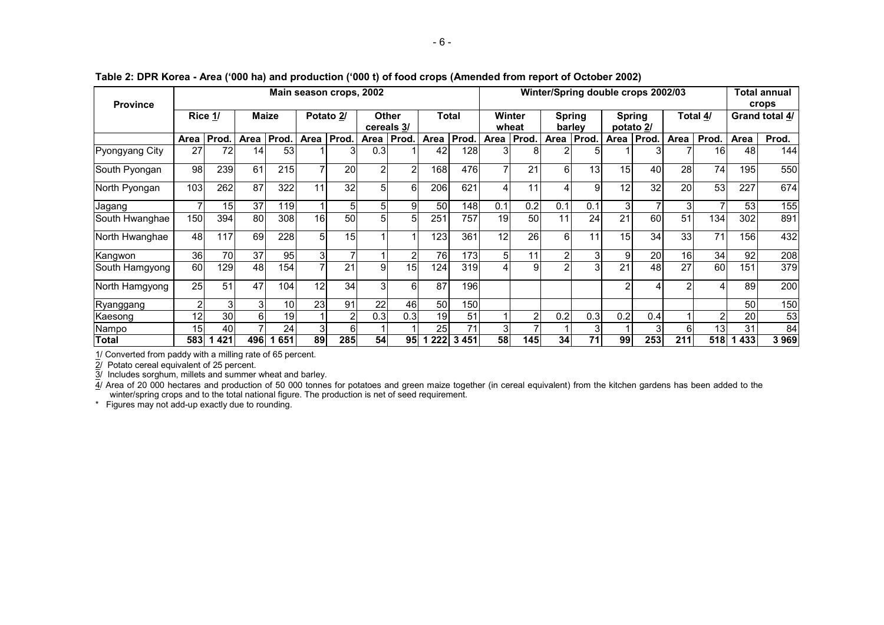**Table 2: DPR Korea - Area ('000 ha) and production ('000 t) of food crops (Amended from report of October 2002)**

| Province | Main season crops, 2002 | | | | | | | | | | Winter/Spring double crops 2002/03 | | | | | | | | Total annual crops | |
|---|---|---|---|---|---|---|---|---|---|---|---|---|---|---|---|---|---|---|---|---|
| | Rice 1/ | | Maize | | Potato 2/ | | Other cereals 3/ | | Total | | Winter wheat | | Spring barley | | Spring potato 2/ | | Total 4/ | | Grand total 4/ | |
| | Area | Prod. | Area | Prod. | Area | Prod. | Area | Prod. | Area | Prod. | Area | Prod. | Area | Prod. | Area | Prod. | Area | Prod. | Area | Prod. |
| Pyongyang City | 27 | 72 | 14 | 53 | 1 | 3 | 0.3 | 1 | 42 | 128 | 3 | 8 | 2 | 5 | 1 | 3 | 7 | 16 | 48 | 144 |
| South Pyongan | 98 | 239 | 61 | 215 | 7 | 20 | 2 | 2 | 168 | 476 | 7 | 21 | 6 | 13 | 15 | 40 | 28 | 74 | 195 | 550 |
| North Pyongan | 103 | 262 | 87 | 322 | 11 | 32 | 5 | 6 | 206 | 621 | 4 | 11 | 4 | 9 | 12 | 32 | 20 | 53 | 227 | 674 |
| Jagang | 7 | 15 | 37 | 119 | 1 | 5 | 5 | 9 | 50 | 148 | 0.1 | 0.2 | 0.1 | 0.1 | 3 | 7 | 3 | 7 | 53 | 155 |
| South Hwanghae | 150 | 394 | 80 | 308 | 16 | 50 | 5 | 5 | 251 | 757 | 19 | 50 | 11 | 24 | 21 | 60 | 51 | 134 | 302 | 891 |
| North Hwanghae | 48 | 117 | 69 | 228 | 5 | 15 | 1 | 1 | 123 | 361 | 12 | 26 | 6 | 11 | 15 | 34 | 33 | 71 | 156 | 432 |
| Kangwon | 36 | 70 | 37 | 95 | 3 | 7 | 1 | 2 | 76 | 173 | 5 | 11 | 2 | 3 | 9 | 20 | 16 | 34 | 92 | 208 |
| South Hamgyong | 60 | 129 | 48 | 154 | 7 | 21 | 9 | 15 | 124 | 319 | 4 | 9 | 2 | 3 | 21 | 48 | 27 | 60 | 151 | 379 |
| North Hamgyong | 25 | 51 | 47 | 104 | 12 | 34 | 3 | 6 | 87 | 196 | | | | | 2 | 4 | 2 | 4 | 89 | 200 |
| Ryanggang | 2 | 3 | 3 | 10 | 23 | 91 | 22 | 46 | 50 | 150 | | | | | | | | | 50 | 150 |
| Kaesong | 12 | 30 | 6 | 19 | 1 | 2 | 0.3 | 0.3 | 19 | 51 | 1 | 2 | 0.2 | 0.3 | 0.2 | 0.4 | 1 | 2 | 20 | 53 |
| Nampo | 15 | 40 | 7 | 24 | 3 | 6 | 1 | 1 | 25 | 71 | 3 | 7 | 1 | 3 | 1 | 3 | 6 | 13 | 31 | 84 |
| **Total** | **583** | **1 421** | **496** | **1 651** | **89** | **285** | **54** | **95** | **1 222** | **3 451** | **58** | **145** | **34** | **71** | **99** | **253** | **211** | **518** | **1 433** | **3 969** |

1/ Converted from paddy with a milling rate of 65 percent.

2/ Potato cereal equivalent of 25 percent.

3/ Includes sorghum, millets and summer wheat and barley.

4/ Area of 20 000 hectares and production of 50 000 tonnes for potatoes and green maize together (in cereal equivalent) from the kitchen gardens has been added to the winter/spring crops and to the total national figure. The production is net of seed requirement.

\* Figures may not add-up exactly due to rounding.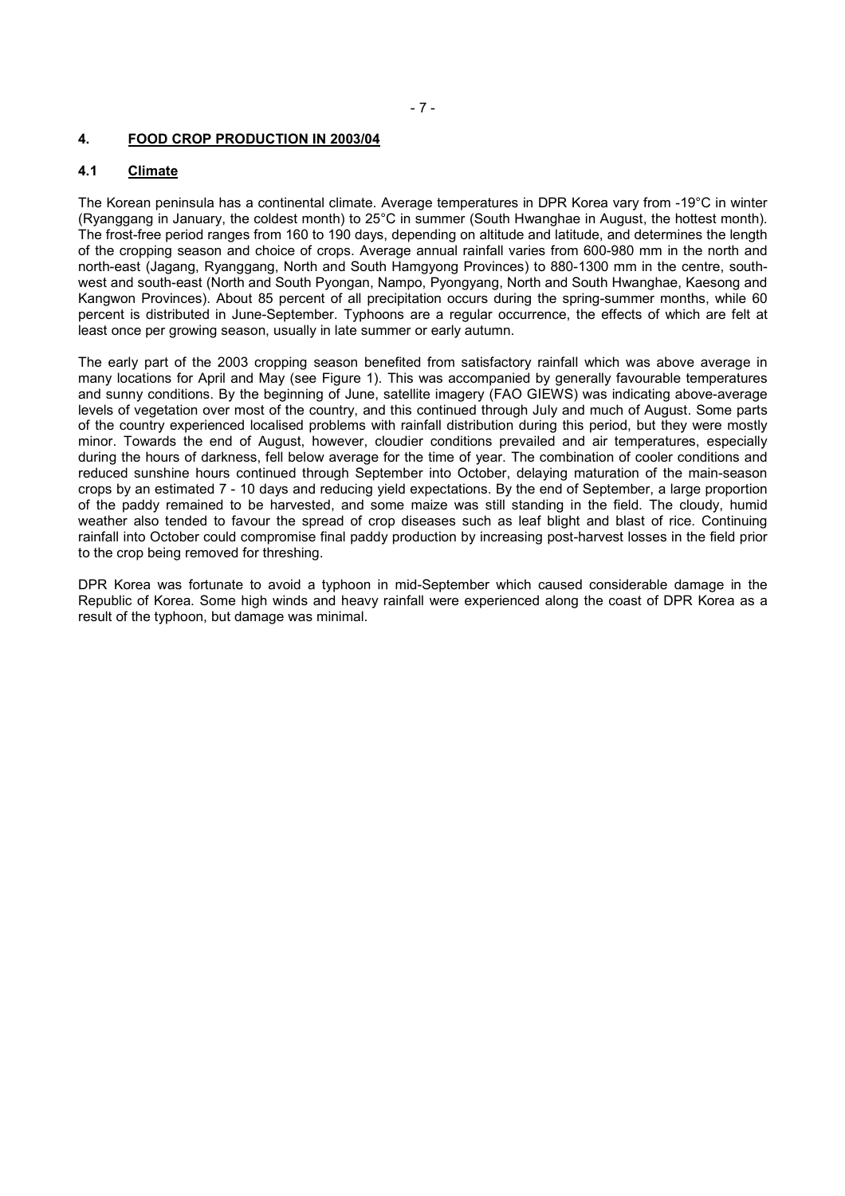## 4. FOOD CROP PRODUCTION IN 2003/04

### 4.1 Climate

The Korean peninsula has a continental climate. Average temperatures in DPR Korea vary from -19°C in winter (Ryanggang in January, the coldest month) to 25°C in summer (South Hwanghae in August, the hottest month). The frost-free period ranges from 160 to 190 days, depending on altitude and latitude, and determines the length of the cropping season and choice of crops. Average annual rainfall varies from 600-980 mm in the north and north-east (Jagang, Ryanggang, North and South Hamgyong Provinces) to 880-1300 mm in the centre, south-west and south-east (North and South Pyongan, Nampo, Pyongyang, North and South Hwanghae, Kaesong and Kangwon Provinces). About 85 percent of all precipitation occurs during the spring-summer months, while 60 percent is distributed in June-September. Typhoons are a regular occurrence, the effects of which are felt at least once per growing season, usually in late summer or early autumn.

The early part of the 2003 cropping season benefited from satisfactory rainfall which was above average in many locations for April and May (see Figure 1). This was accompanied by generally favourable temperatures and sunny conditions. By the beginning of June, satellite imagery (FAO GIEWS) was indicating above-average levels of vegetation over most of the country, and this continued through July and much of August. Some parts of the country experienced localised problems with rainfall distribution during this period, but they were mostly minor. Towards the end of August, however, cloudier conditions prevailed and air temperatures, especially during the hours of darkness, fell below average for the time of year. The combination of cooler conditions and reduced sunshine hours continued through September into October, delaying maturation of the main-season crops by an estimated 7 - 10 days and reducing yield expectations. By the end of September, a large proportion of the paddy remained to be harvested, and some maize was still standing in the field. The cloudy, humid weather also tended to favour the spread of crop diseases such as leaf blight and blast of rice. Continuing rainfall into October could compromise final paddy production by increasing post-harvest losses in the field prior to the crop being removed for threshing.

DPR Korea was fortunate to avoid a typhoon in mid-September which caused considerable damage in the Republic of Korea. Some high winds and heavy rainfall were experienced along the coast of DPR Korea as a result of the typhoon, but damage was minimal.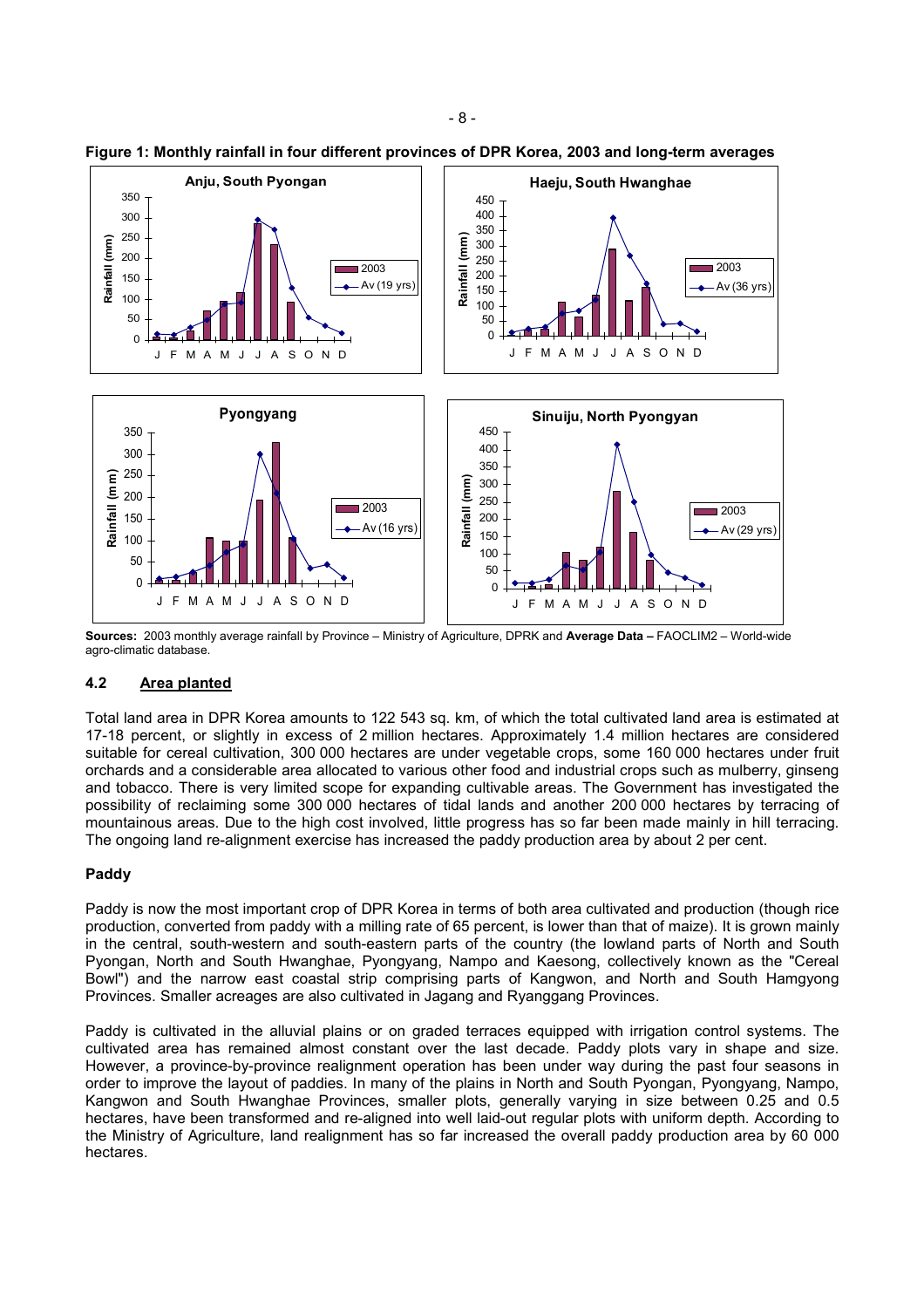**Figure 1: Monthly rainfall in four different provinces of DPR Korea, 2003 and long-term averages**

**Sources:** 2003 monthly average rainfall by Province – Ministry of Agriculture, DPRK and **Average Data –** FAOCLIM2 – World-wide agro-climatic database.

### 4.2 Area planted

Total land area in DPR Korea amounts to 122 543 sq. km, of which the total cultivated land area is estimated at 17-18 percent, or slightly in excess of 2 million hectares. Approximately 1.4 million hectares are considered suitable for cereal cultivation, 300 000 hectares are under vegetable crops, some 160 000 hectares under fruit orchards and a considerable area allocated to various other food and industrial crops such as mulberry, ginseng and tobacco. There is very limited scope for expanding cultivable areas. The Government has investigated the possibility of reclaiming some 300 000 hectares of tidal lands and another 200 000 hectares by terracing of mountainous areas. Due to the high cost involved, little progress has so far been made mainly in hill terracing. The ongoing land re-alignment exercise has increased the paddy production area by about 2 per cent.

#### Paddy

Paddy is now the most important crop of DPR Korea in terms of both area cultivated and production (though rice production, converted from paddy with a milling rate of 65 percent, is lower than that of maize). It is grown mainly in the central, south-western and south-eastern parts of the country (the lowland parts of North and South Pyongan, North and South Hwanghae, Pyongyang, Nampo and Kaesong, collectively known as the "Cereal Bowl") and the narrow east coastal strip comprising parts of Kangwon, and North and South Hamgyong Provinces. Smaller acreages are also cultivated in Jagang and Ryanggang Provinces.

Paddy is cultivated in the alluvial plains or on graded terraces equipped with irrigation control systems. The cultivated area has remained almost constant over the last decade. Paddy plots vary in shape and size. However, a province-by-province realignment operation has been under way during the past four seasons in order to improve the layout of paddies. In many of the plains in North and South Pyongan, Pyongyang, Nampo, Kangwon and South Hwanghae Provinces, smaller plots, generally varying in size between 0.25 and 0.5 hectares, have been transformed and re-aligned into well laid-out regular plots with uniform depth. According to the Ministry of Agriculture, land realignment has so far increased the overall paddy production area by 60 000 hectares.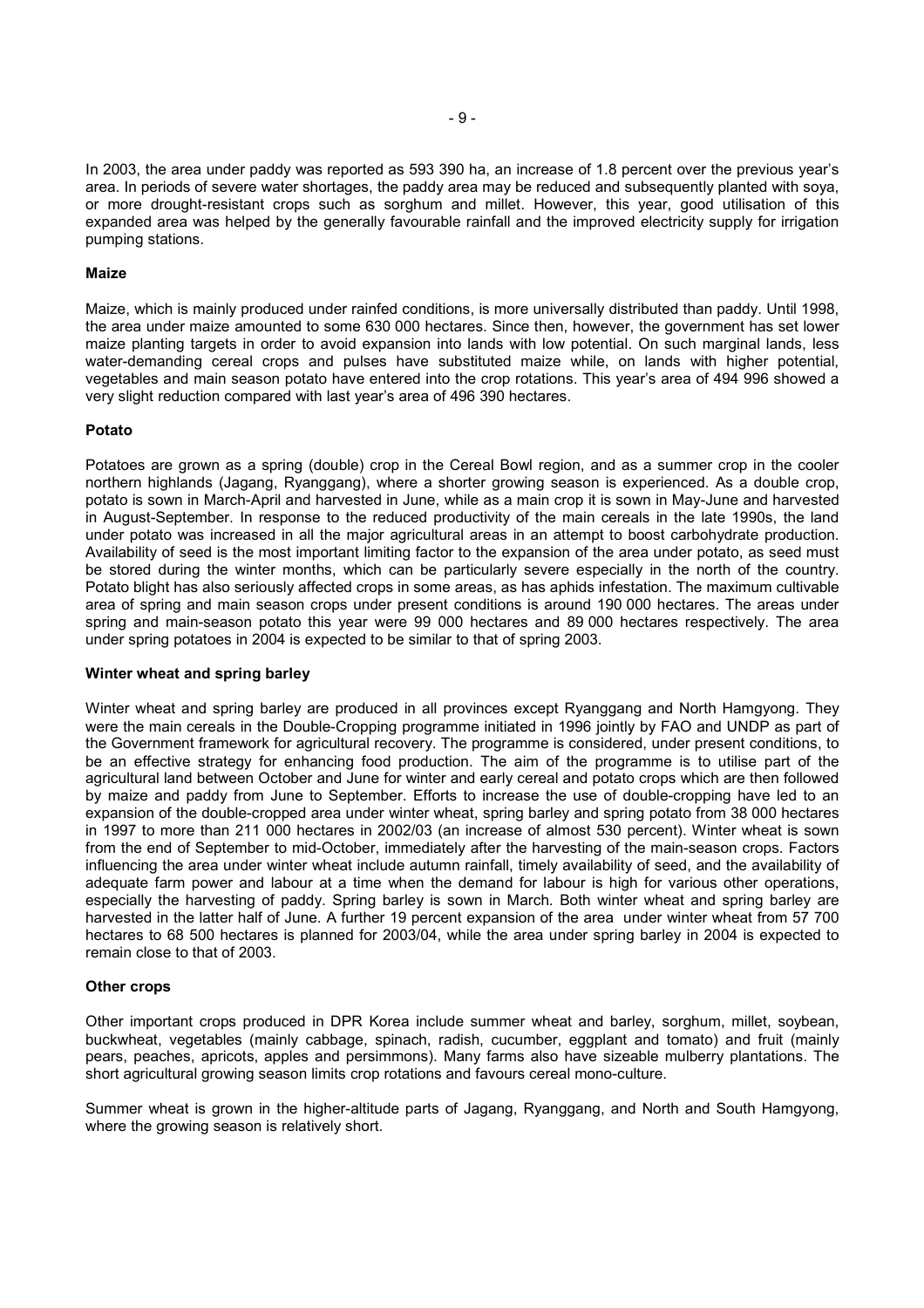In 2003, the area under paddy was reported as 593 390 ha, an increase of 1.8 percent over the previous year's area. In periods of severe water shortages, the paddy area may be reduced and subsequently planted with soya, or more drought-resistant crops such as sorghum and millet. However, this year, good utilisation of this expanded area was helped by the generally favourable rainfall and the improved electricity supply for irrigation pumping stations.

**Maize**

Maize, which is mainly produced under rainfed conditions, is more universally distributed than paddy. Until 1998, the area under maize amounted to some 630 000 hectares. Since then, however, the government has set lower maize planting targets in order to avoid expansion into lands with low potential. On such marginal lands, less water-demanding cereal crops and pulses have substituted maize while, on lands with higher potential, vegetables and main season potato have entered into the crop rotations. This year's area of 494 996 showed a very slight reduction compared with last year's area of 496 390 hectares.

**Potato**

Potatoes are grown as a spring (double) crop in the Cereal Bowl region, and as a summer crop in the cooler northern highlands (Jagang, Ryanggang), where a shorter growing season is experienced. As a double crop, potato is sown in March-April and harvested in June, while as a main crop it is sown in May-June and harvested in August-September. In response to the reduced productivity of the main cereals in the late 1990s, the land under potato was increased in all the major agricultural areas in an attempt to boost carbohydrate production. Availability of seed is the most important limiting factor to the expansion of the area under potato, as seed must be stored during the winter months, which can be particularly severe especially in the north of the country. Potato blight has also seriously affected crops in some areas, as has aphids infestation. The maximum cultivable area of spring and main season crops under present conditions is around 190 000 hectares. The areas under spring and main-season potato this year were 99 000 hectares and 89 000 hectares respectively. The area under spring potatoes in 2004 is expected to be similar to that of spring 2003.

**Winter wheat and spring barley**

Winter wheat and spring barley are produced in all provinces except Ryanggang and North Hamgyong. They were the main cereals in the Double-Cropping programme initiated in 1996 jointly by FAO and UNDP as part of the Government framework for agricultural recovery. The programme is considered, under present conditions, to be an effective strategy for enhancing food production. The aim of the programme is to utilise part of the agricultural land between October and June for winter and early cereal and potato crops which are then followed by maize and paddy from June to September. Efforts to increase the use of double-cropping have led to an expansion of the double-cropped area under winter wheat, spring barley and spring potato from 38 000 hectares in 1997 to more than 211 000 hectares in 2002/03 (an increase of almost 530 percent). Winter wheat is sown from the end of September to mid-October, immediately after the harvesting of the main-season crops. Factors influencing the area under winter wheat include autumn rainfall, timely availability of seed, and the availability of adequate farm power and labour at a time when the demand for labour is high for various other operations, especially the harvesting of paddy. Spring barley is sown in March. Both winter wheat and spring barley are harvested in the latter half of June. A further 19 percent expansion of the area under winter wheat from 57 700 hectares to 68 500 hectares is planned for 2003/04, while the area under spring barley in 2004 is expected to remain close to that of 2003.

**Other crops**

Other important crops produced in DPR Korea include summer wheat and barley, sorghum, millet, soybean, buckwheat, vegetables (mainly cabbage, spinach, radish, cucumber, eggplant and tomato) and fruit (mainly pears, peaches, apricots, apples and persimmons). Many farms also have sizeable mulberry plantations. The short agricultural growing season limits crop rotations and favours cereal mono-culture.

Summer wheat is grown in the higher-altitude parts of Jagang, Ryanggang, and North and South Hamgyong, where the growing season is relatively short.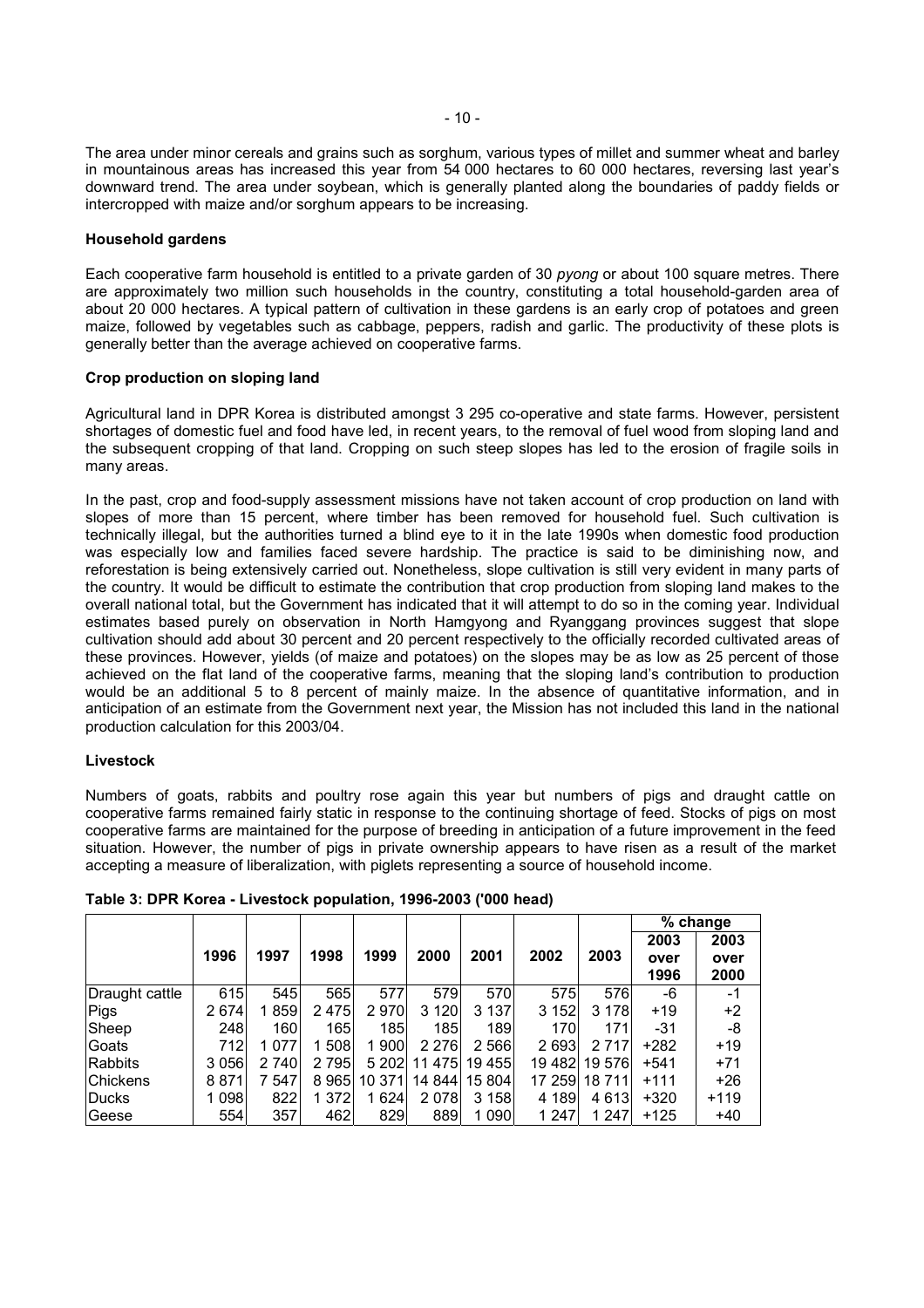The area under minor cereals and grains such as sorghum, various types of millet and summer wheat and barley in mountainous areas has increased this year from 54 000 hectares to 60 000 hectares, reversing last year's downward trend. The area under soybean, which is generally planted along the boundaries of paddy fields or intercropped with maize and/or sorghum appears to be increasing.

### Household gardens

Each cooperative farm household is entitled to a private garden of 30 *pyong* or about 100 square metres. There are approximately two million such households in the country, constituting a total household-garden area of about 20 000 hectares. A typical pattern of cultivation in these gardens is an early crop of potatoes and green maize, followed by vegetables such as cabbage, peppers, radish and garlic. The productivity of these plots is generally better than the average achieved on cooperative farms.

### Crop production on sloping land

Agricultural land in DPR Korea is distributed amongst 3 295 co-operative and state farms. However, persistent shortages of domestic fuel and food have led, in recent years, to the removal of fuel wood from sloping land and the subsequent cropping of that land. Cropping on such steep slopes has led to the erosion of fragile soils in many areas.

In the past, crop and food-supply assessment missions have not taken account of crop production on land with slopes of more than 15 percent, where timber has been removed for household fuel. Such cultivation is technically illegal, but the authorities turned a blind eye to it in the late 1990s when domestic food production was especially low and families faced severe hardship. The practice is said to be diminishing now, and reforestation is being extensively carried out. Nonetheless, slope cultivation is still very evident in many parts of the country. It would be difficult to estimate the contribution that crop production from sloping land makes to the overall national total, but the Government has indicated that it will attempt to do so in the coming year. Individual estimates based purely on observation in North Hamgyong and Ryanggang provinces suggest that slope cultivation should add about 30 percent and 20 percent respectively to the officially recorded cultivated areas of these provinces. However, yields (of maize and potatoes) on the slopes may be as low as 25 percent of those achieved on the flat land of the cooperative farms, meaning that the sloping land's contribution to production would be an additional 5 to 8 percent of mainly maize. In the absence of quantitative information, and in anticipation of an estimate from the Government next year, the Mission has not included this land in the national production calculation for this 2003/04.

### Livestock

Numbers of goats, rabbits and poultry rose again this year but numbers of pigs and draught cattle on cooperative farms remained fairly static in response to the continuing shortage of feed. Stocks of pigs on most cooperative farms are maintained for the purpose of breeding in anticipation of a future improvement in the feed situation. However, the number of pigs in private ownership appears to have risen as a result of the market accepting a measure of liberalization, with piglets representing a source of household income.

**Table 3: DPR Korea - Livestock population, 1996-2003 ('000 head)**

| | 1996 | 1997 | 1998 | 1999 | 2000 | 2001 | 2002 | 2003 | % change | |
|---|---|---|---|---|---|---|---|---|---|---|
| | | | | | | | | | 2003 over 1996 | 2003 over 2000 |
| Draught cattle | 615 | 545 | 565 | 577 | 579 | 570 | 575 | 576 | -6 | -1 |
| Pigs | 2 674 | 1 859 | 2 475 | 2 970 | 3 120 | 3 137 | 3 152 | 3 178 | +19 | +2 |
| Sheep | 248 | 160 | 165 | 185 | 185 | 189 | 170 | 171 | -31 | -8 |
| Goats | 712 | 1 077 | 1 508 | 1 900 | 2 276 | 2 566 | 2 693 | 2 717 | +282 | +19 |
| Rabbits | 3 056 | 2 740 | 2 795 | 5 202 | 11 475 | 19 455 | 19 482 | 19 576 | +541 | +71 |
| Chickens | 8 871 | 7 547 | 8 965 | 10 371 | 14 844 | 15 804 | 17 259 | 18 711 | +111 | +26 |
| Ducks | 1 098 | 822 | 1 372 | 1 624 | 2 078 | 3 158 | 4 189 | 4 613 | +320 | +119 |
| Geese | 554 | 357 | 462 | 829 | 889 | 1 090 | 1 247 | 1 247 | +125 | +40 |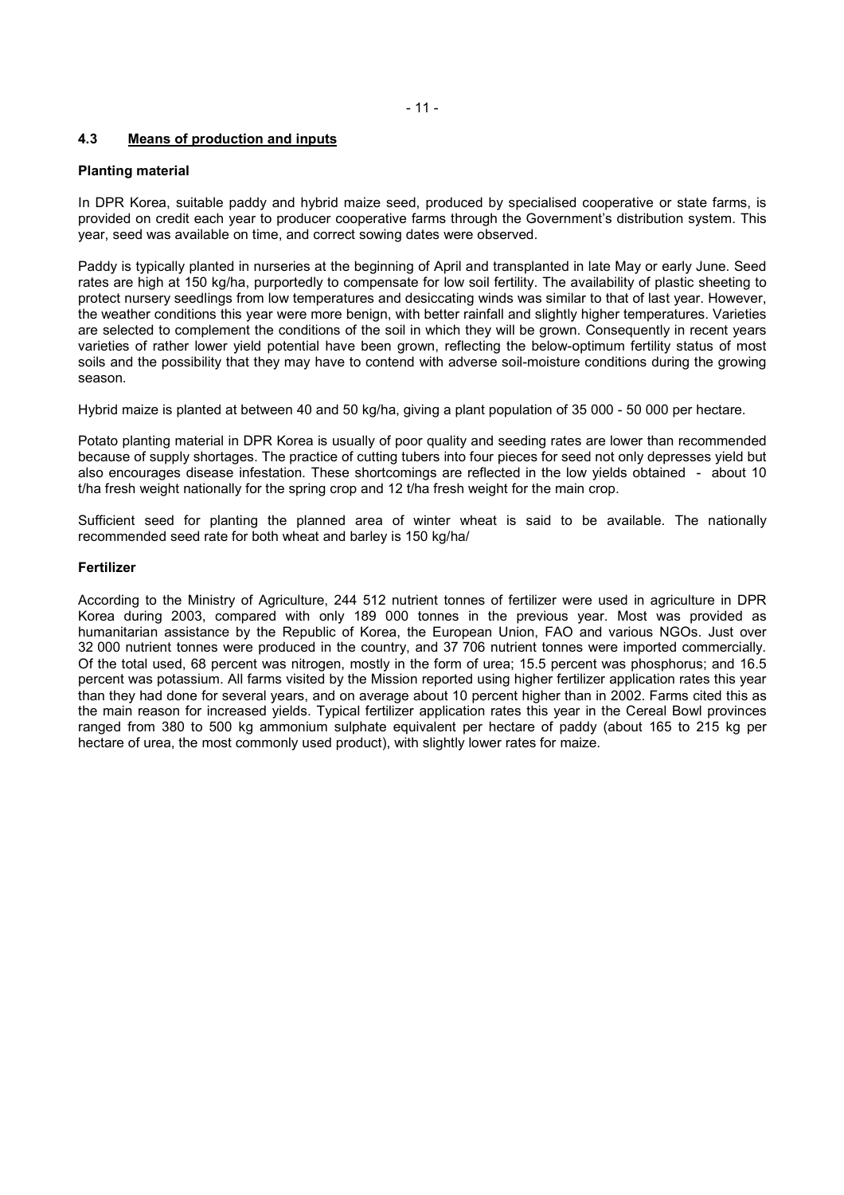## 4.3 Means of production and inputs

### Planting material

In DPR Korea, suitable paddy and hybrid maize seed, produced by specialised cooperative or state farms, is provided on credit each year to producer cooperative farms through the Government's distribution system. This year, seed was available on time, and correct sowing dates were observed.

Paddy is typically planted in nurseries at the beginning of April and transplanted in late May or early June. Seed rates are high at 150 kg/ha, purportedly to compensate for low soil fertility. The availability of plastic sheeting to protect nursery seedlings from low temperatures and desiccating winds was similar to that of last year. However, the weather conditions this year were more benign, with better rainfall and slightly higher temperatures. Varieties are selected to complement the conditions of the soil in which they will be grown. Consequently in recent years varieties of rather lower yield potential have been grown, reflecting the below-optimum fertility status of most soils and the possibility that they may have to contend with adverse soil-moisture conditions during the growing season.

Hybrid maize is planted at between 40 and 50 kg/ha, giving a plant population of 35 000 - 50 000 per hectare.

Potato planting material in DPR Korea is usually of poor quality and seeding rates are lower than recommended because of supply shortages. The practice of cutting tubers into four pieces for seed not only depresses yield but also encourages disease infestation. These shortcomings are reflected in the low yields obtained - about 10 t/ha fresh weight nationally for the spring crop and 12 t/ha fresh weight for the main crop.

Sufficient seed for planting the planned area of winter wheat is said to be available. The nationally recommended seed rate for both wheat and barley is 150 kg/ha/

### Fertilizer

According to the Ministry of Agriculture, 244 512 nutrient tonnes of fertilizer were used in agriculture in DPR Korea during 2003, compared with only 189 000 tonnes in the previous year. Most was provided as humanitarian assistance by the Republic of Korea, the European Union, FAO and various NGOs. Just over 32 000 nutrient tonnes were produced in the country, and 37 706 nutrient tonnes were imported commercially. Of the total used, 68 percent was nitrogen, mostly in the form of urea; 15.5 percent was phosphorus; and 16.5 percent was potassium. All farms visited by the Mission reported using higher fertilizer application rates this year than they had done for several years, and on average about 10 percent higher than in 2002. Farms cited this as the main reason for increased yields. Typical fertilizer application rates this year in the Cereal Bowl provinces ranged from 380 to 500 kg ammonium sulphate equivalent per hectare of paddy (about 165 to 215 kg per hectare of urea, the most commonly used product), with slightly lower rates for maize.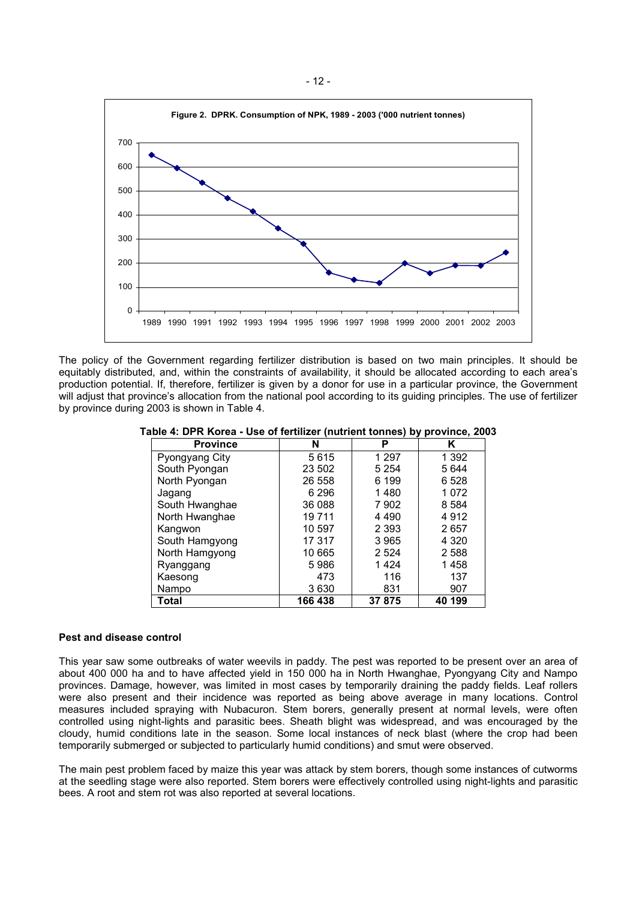**Figure 2. DPRK. Consumption of NPK, 1989 - 2003 ('000 nutrient tonnes)**

The policy of the Government regarding fertilizer distribution is based on two main principles. It should be equitably distributed, and, within the constraints of availability, it should be allocated according to each area's production potential. If, therefore, fertilizer is given by a donor for use in a particular province, the Government will adjust that province's allocation from the national pool according to its guiding principles. The use of fertilizer by province during 2003 is shown in Table 4.

**Table 4: DPR Korea - Use of fertilizer (nutrient tonnes) by province, 2003**

| Province | N | P | K |
|---|---|---|---|
| Pyongyang City | 5 615 | 1 297 | 1 392 |
| South Pyongan | 23 502 | 5 254 | 5 644 |
| North Pyongan | 26 558 | 6 199 | 6 528 |
| Jagang | 6 296 | 1 480 | 1 072 |
| South Hwanghae | 36 088 | 7 902 | 8 584 |
| North Hwanghae | 19 711 | 4 490 | 4 912 |
| Kangwon | 10 597 | 2 393 | 2 657 |
| South Hamgyong | 17 317 | 3 965 | 4 320 |
| North Hamgyong | 10 665 | 2 524 | 2 588 |
| Ryanggang | 5 986 | 1 424 | 1 458 |
| Kaesong | 473 | 116 | 137 |
| Nampo | 3 630 | 831 | 907 |
| **Total** | **166 438** | **37 875** | **40 199** |

**Pest and disease control**

This year saw some outbreaks of water weevils in paddy. The pest was reported to be present over an area of about 400 000 ha and to have affected yield in 150 000 ha in North Hwanghae, Pyongyang City and Nampo provinces. Damage, however, was limited in most cases by temporarily draining the paddy fields. Leaf rollers were also present and their incidence was reported as being above average in many locations. Control measures included spraying with Nubacuron. Stem borers, generally present at normal levels, were often controlled using night-lights and parasitic bees. Sheath blight was widespread, and was encouraged by the cloudy, humid conditions late in the season. Some local instances of neck blast (where the crop had been temporarily submerged or subjected to particularly humid conditions) and smut were observed.

The main pest problem faced by maize this year was attack by stem borers, though some instances of cutworms at the seedling stage were also reported. Stem borers were effectively controlled using night-lights and parasitic bees. A root and stem rot was also reported at several locations.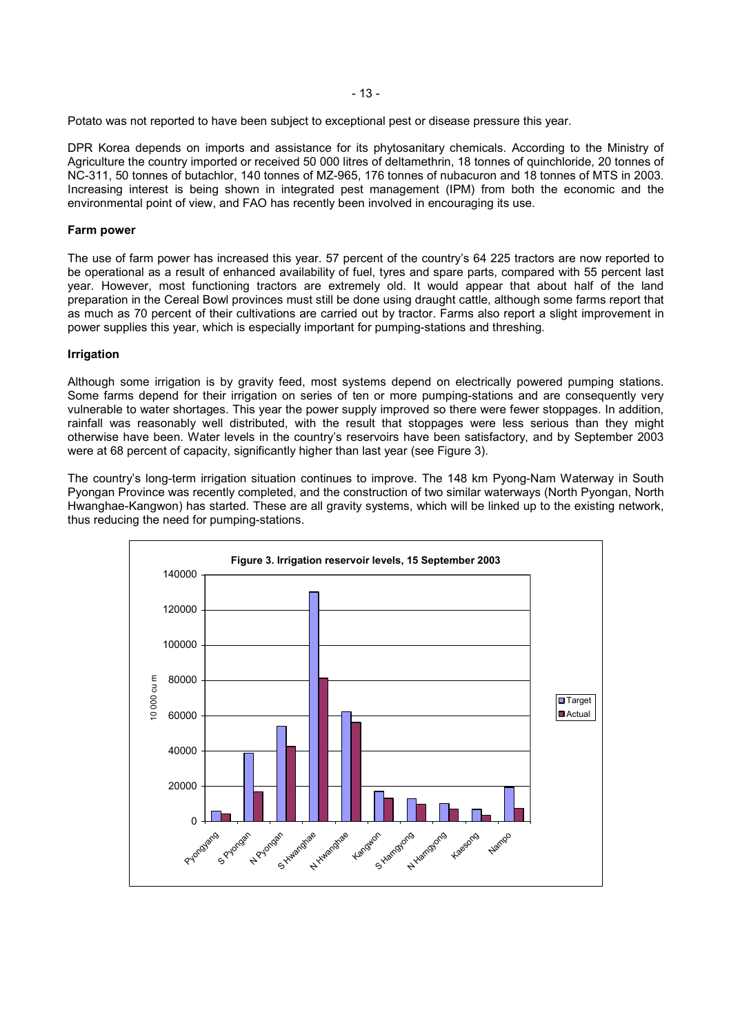Potato was not reported to have been subject to exceptional pest or disease pressure this year.

DPR Korea depends on imports and assistance for its phytosanitary chemicals. According to the Ministry of Agriculture the country imported or received 50 000 litres of deltamethrin, 18 tonnes of quinchloride, 20 tonnes of NC-311, 50 tonnes of butachlor, 140 tonnes of MZ-965, 176 tonnes of nubacuron and 18 tonnes of MTS in 2003. Increasing interest is being shown in integrated pest management (IPM) from both the economic and the environmental point of view, and FAO has recently been involved in encouraging its use.

**Farm power**

The use of farm power has increased this year. 57 percent of the country's 64 225 tractors are now reported to be operational as a result of enhanced availability of fuel, tyres and spare parts, compared with 55 percent last year. However, most functioning tractors are extremely old. It would appear that about half of the land preparation in the Cereal Bowl provinces must still be done using draught cattle, although some farms report that as much as 70 percent of their cultivations are carried out by tractor. Farms also report a slight improvement in power supplies this year, which is especially important for pumping-stations and threshing.

**Irrigation**

Although some irrigation is by gravity feed, most systems depend on electrically powered pumping stations. Some farms depend for their irrigation on series of ten or more pumping-stations and are consequently very vulnerable to water shortages. This year the power supply improved so there were fewer stoppages. In addition, rainfall was reasonably well distributed, with the result that stoppages were less serious than they might otherwise have been. Water levels in the country's reservoirs have been satisfactory, and by September 2003 were at 68 percent of capacity, significantly higher than last year (see Figure 3).

The country's long-term irrigation situation continues to improve. The 148 km Pyong-Nam Waterway in South Pyongan Province was recently completed, and the construction of two similar waterways (North Pyongan, North Hwanghae-Kangwon) has started. These are all gravity systems, which will be linked up to the existing network, thus reducing the need for pumping-stations.

**Figure 3. Irrigation reservoir levels, 15 September 2003**

| Province | Target (10 000 cu m) | Actual (10 000 cu m) |
|---|---|---|
| Pyongyang | ~6 000 | ~4 000 |
| S Pyongan | ~39 000 | ~17 000 |
| N Pyongan | ~54 000 | ~42 000 |
| S Hwanghae | ~130 000 | ~81 000 |
| N Hwanghae | ~62 000 | ~56 000 |
| Kangwon | ~17 000 | ~13 000 |
| S Hamgyong | ~13 000 | ~10 000 |
| N Hamgyong | ~10 000 | ~7 000 |
| Kaesong | ~7 000 | ~3 500 |
| Nampo | ~19 500 | ~7 500 |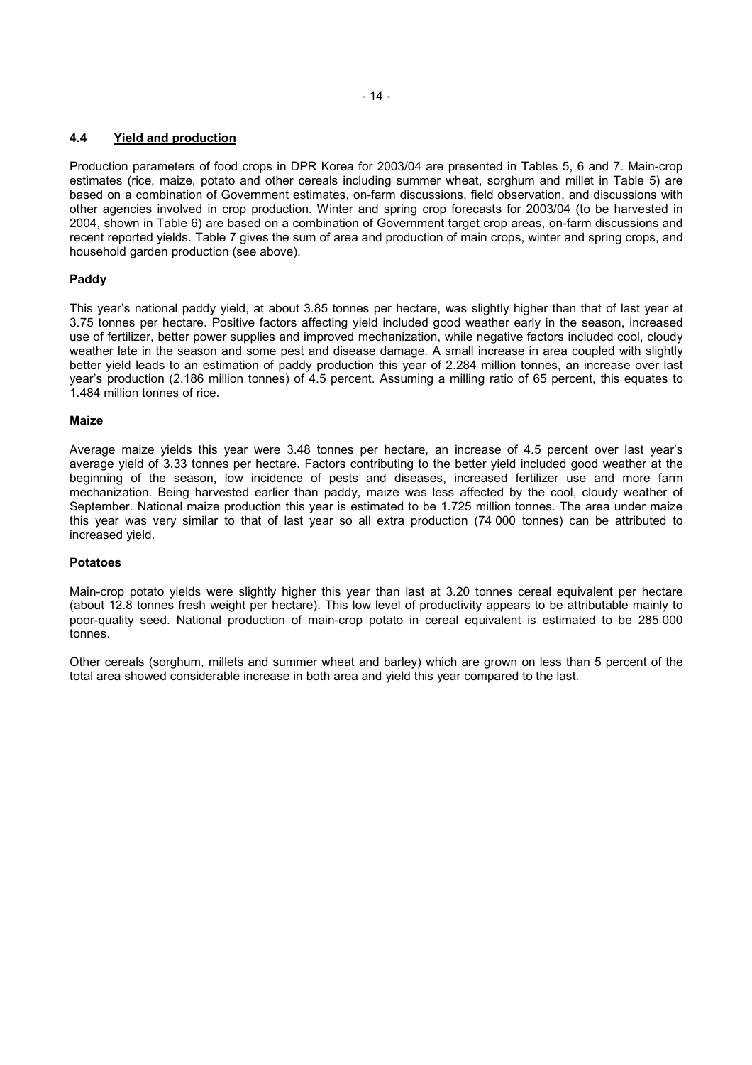### 4.4 Yield and production

Production parameters of food crops in DPR Korea for 2003/04 are presented in Tables 5, 6 and 7. Main-crop estimates (rice, maize, potato and other cereals including summer wheat, sorghum and millet in Table 5) are based on a combination of Government estimates, on-farm discussions, field observation, and discussions with other agencies involved in crop production. Winter and spring crop forecasts for 2003/04 (to be harvested in 2004, shown in Table 6) are based on a combination of Government target crop areas, on-farm discussions and recent reported yields. Table 7 gives the sum of area and production of main crops, winter and spring crops, and household garden production (see above).

**Paddy**

This year's national paddy yield, at about 3.85 tonnes per hectare, was slightly higher than that of last year at 3.75 tonnes per hectare. Positive factors affecting yield included good weather early in the season, increased use of fertilizer, better power supplies and improved mechanization, while negative factors included cool, cloudy weather late in the season and some pest and disease damage. A small increase in area coupled with slightly better yield leads to an estimation of paddy production this year of 2.284 million tonnes, an increase over last year's production (2.186 million tonnes) of 4.5 percent. Assuming a milling ratio of 65 percent, this equates to 1.484 million tonnes of rice.

**Maize**

Average maize yields this year were 3.48 tonnes per hectare, an increase of 4.5 percent over last year's average yield of 3.33 tonnes per hectare. Factors contributing to the better yield included good weather at the beginning of the season, low incidence of pests and diseases, increased fertilizer use and more farm mechanization. Being harvested earlier than paddy, maize was less affected by the cool, cloudy weather of September. National maize production this year is estimated to be 1.725 million tonnes. The area under maize this year was very similar to that of last year so all extra production (74 000 tonnes) can be attributed to increased yield.

**Potatoes**

Main-crop potato yields were slightly higher this year than last at 3.20 tonnes cereal equivalent per hectare (about 12.8 tonnes fresh weight per hectare). This low level of productivity appears to be attributable mainly to poor-quality seed. National production of main-crop potato in cereal equivalent is estimated to be 285 000 tonnes.

Other cereals (sorghum, millets and summer wheat and barley) which are grown on less than 5 percent of the total area showed considerable increase in both area and yield this year compared to the last.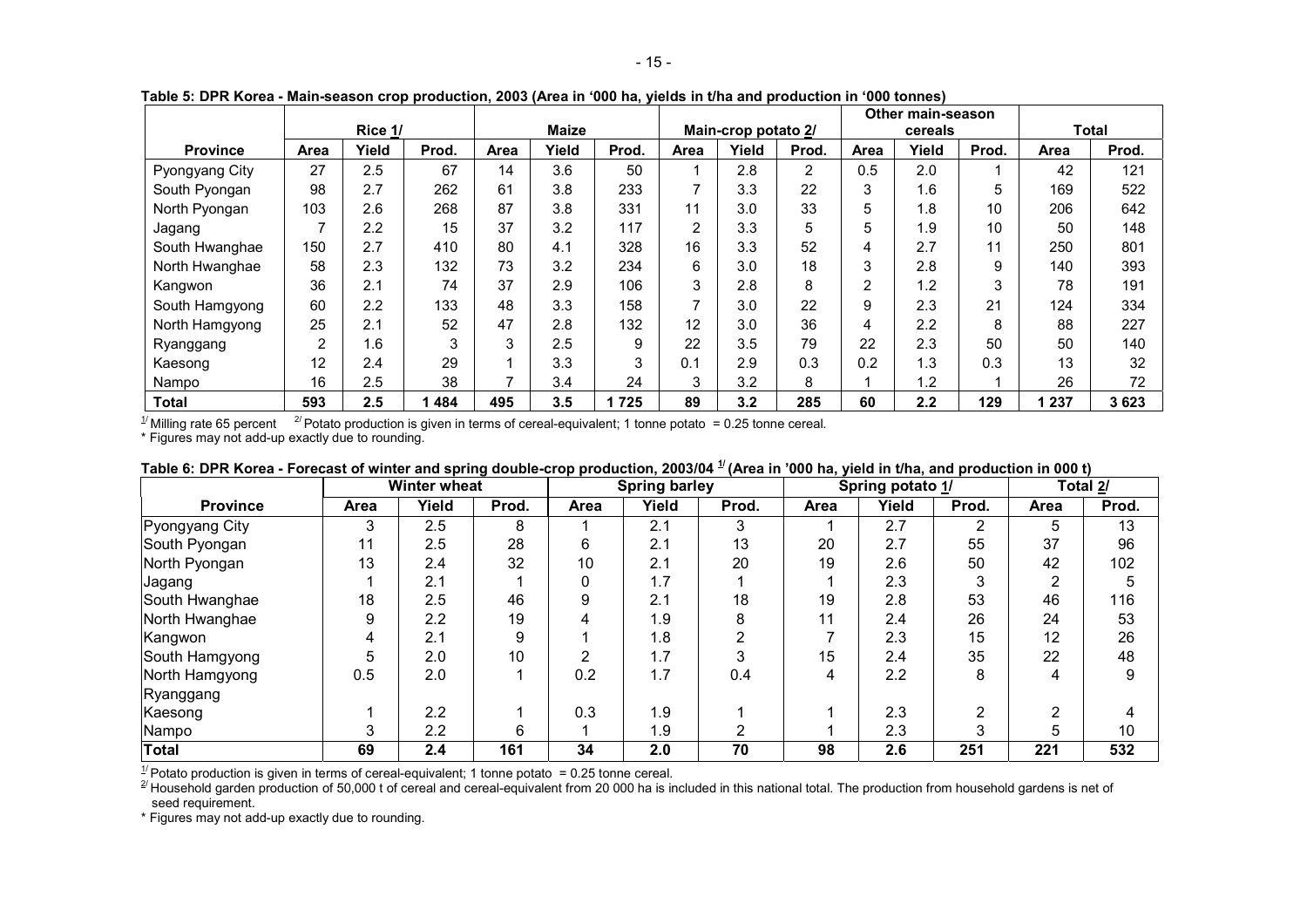**Table 5: DPR Korea - Main-season crop production, 2003 (Area in '000 ha, yields in t/ha and production in '000 tonnes)**

| | Rice 1/ | | | Maize | | | Main-crop potato 2/ | | | Other main-season cereals | | | Total | |
|---|---|---|---|---|---|---|---|---|---|---|---|---|---|---|
| Province | Area | Yield | Prod. | Area | Yield | Prod. | Area | Yield | Prod. | Area | Yield | Prod. | Area | Prod. |
| Pyongyang City | 27 | 2.5 | 67 | 14 | 3.6 | 50 | 1 | 2.8 | 2 | 0.5 | 2.0 | 1 | 42 | 121 |
| South Pyongan | 98 | 2.7 | 262 | 61 | 3.8 | 233 | 7 | 3.3 | 22 | 3 | 1.6 | 5 | 169 | 522 |
| North Pyongan | 103 | 2.6 | 268 | 87 | 3.8 | 331 | 11 | 3.0 | 33 | 5 | 1.8 | 10 | 206 | 642 |
| Jagang | 7 | 2.2 | 15 | 37 | 3.2 | 117 | 2 | 3.3 | 5 | 5 | 1.9 | 10 | 50 | 148 |
| South Hwanghae | 150 | 2.7 | 410 | 80 | 4.1 | 328 | 16 | 3.3 | 52 | 4 | 2.7 | 11 | 250 | 801 |
| North Hwanghae | 58 | 2.3 | 132 | 73 | 3.2 | 234 | 6 | 3.0 | 18 | 3 | 2.8 | 9 | 140 | 393 |
| Kangwon | 36 | 2.1 | 74 | 37 | 2.9 | 106 | 3 | 2.8 | 8 | 2 | 1.2 | 3 | 78 | 191 |
| South Hamgyong | 60 | 2.2 | 133 | 48 | 3.3 | 158 | 7 | 3.0 | 22 | 9 | 2.3 | 21 | 124 | 334 |
| North Hamgyong | 25 | 2.1 | 52 | 47 | 2.8 | 132 | 12 | 3.0 | 36 | 4 | 2.2 | 8 | 88 | 227 |
| Ryanggang | 2 | 1.6 | 3 | 3 | 2.5 | 9 | 22 | 3.5 | 79 | 22 | 2.3 | 50 | 50 | 140 |
| Kaesong | 12 | 2.4 | 29 | 1 | 3.3 | 3 | 0.1 | 2.9 | 0.3 | 0.2 | 1.3 | 0.3 | 13 | 32 |
| Nampo | 16 | 2.5 | 38 | 7 | 3.4 | 24 | 3 | 3.2 | 8 | 1 | 1.2 | 1 | 26 | 72 |
| **Total** | **593** | **2.5** | **1 484** | **495** | **3.5** | **1 725** | **89** | **3.2** | **285** | **60** | **2.2** | **129** | **1 237** | **3 623** |

1/ Milling rate 65 percent 2/ Potato production is given in terms of cereal-equivalent; 1 tonne potato = 0.25 tonne cereal.
* Figures may not add-up exactly due to rounding.

**Table 6: DPR Korea - Forecast of winter and spring double-crop production, 2003/04 1/ (Area in '000 ha, yield in t/ha, and production in 000 t)**

| | Winter wheat | | | Spring barley | | | Spring potato 1/ | | | Total 2/ | |
|---|---|---|---|---|---|---|---|---|---|---|---|
| Province | Area | Yield | Prod. | Area | Yield | Prod. | Area | Yield | Prod. | Area | Prod. |
| Pyongyang City | 3 | 2.5 | 8 | 1 | 2.1 | 3 | 1 | 2.7 | 2 | 5 | 13 |
| South Pyongan | 11 | 2.5 | 28 | 6 | 2.1 | 13 | 20 | 2.7 | 55 | 37 | 96 |
| North Pyongan | 13 | 2.4 | 32 | 10 | 2.1 | 20 | 19 | 2.6 | 50 | 42 | 102 |
| Jagang | 1 | 2.1 | 1 | 0 | 1.7 | 1 | 1 | 2.3 | 3 | 2 | 5 |
| South Hwanghae | 18 | 2.5 | 46 | 9 | 2.1 | 18 | 19 | 2.8 | 53 | 46 | 116 |
| North Hwanghae | 9 | 2.2 | 19 | 4 | 1.9 | 8 | 11 | 2.4 | 26 | 24 | 53 |
| Kangwon | 4 | 2.1 | 9 | 1 | 1.8 | 2 | 7 | 2.3 | 15 | 12 | 26 |
| South Hamgyong | 5 | 2.0 | 10 | 2 | 1.7 | 3 | 15 | 2.4 | 35 | 22 | 48 |
| North Hamgyong | 0.5 | 2.0 | 1 | 0.2 | 1.7 | 0.4 | 4 | 2.2 | 8 | 4 | 9 |
| Ryanggang | | | | | | | | | | | |
| Kaesong | 1 | 2.2 | 1 | 0.3 | 1.9 | 1 | 1 | 2.3 | 2 | 2 | 4 |
| Nampo | 3 | 2.2 | 6 | 1 | 1.9 | 2 | 1 | 2.3 | 3 | 5 | 10 |
| **Total** | **69** | **2.4** | **161** | **34** | **2.0** | **70** | **98** | **2.6** | **251** | **221** | **532** |

1/ Potato production is given in terms of cereal-equivalent; 1 tonne potato = 0.25 tonne cereal.
2/ Household garden production of 50,000 t of cereal and cereal-equivalent from 20 000 ha is included in this national total. The production from household gardens is net of seed requirement.
* Figures may not add-up exactly due to rounding.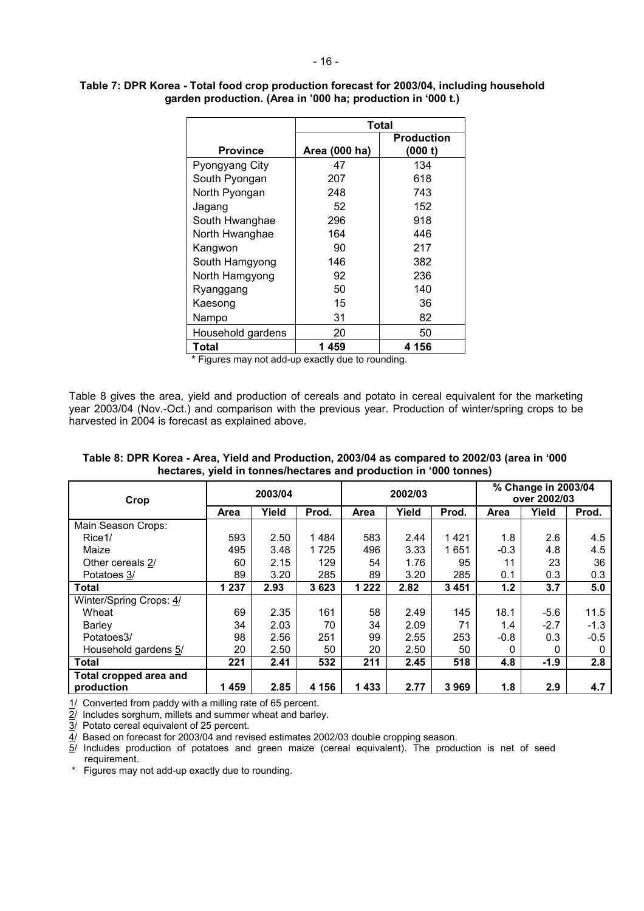**Table 7: DPR Korea - Total food crop production forecast for 2003/04, including household garden production. (Area in '000 ha; production in '000 t.)**

| | Total | |
|---|---|---|
| **Province** | **Area (000 ha)** | **Production (000 t)** |
| Pyongyang City | 47 | 134 |
| South Pyongan | 207 | 618 |
| North Pyongan | 248 | 743 |
| Jagang | 52 | 152 |
| South Hwanghae | 296 | 918 |
| North Hwanghae | 164 | 446 |
| Kangwon | 90 | 217 |
| South Hamgyong | 146 | 382 |
| North Hamgyong | 92 | 236 |
| Ryanggang | 50 | 140 |
| Kaesong | 15 | 36 |
| Nampo | 31 | 82 |
| Household gardens | 20 | 50 |
| **Total** | **1 459** | **4 156** |

**\*** Figures may not add-up exactly due to rounding.

Table 8 gives the area, yield and production of cereals and potato in cereal equivalent for the marketing year 2003/04 (Nov.-Oct.) and comparison with the previous year. Production of winter/spring crops to be harvested in 2004 is forecast as explained above.

**Table 8: DPR Korea - Area, Yield and Production, 2003/04 as compared to 2002/03 (area in '000 hectares, yield in tonnes/hectares and production in '000 tonnes)**

| Crop | 2003/04 | | | 2002/03 | | | % Change in 2003/04 over 2002/03 | | |
|---|---|---|---|---|---|---|---|---|---|
| | Area | Yield | Prod. | Area | Yield | Prod. | Area | Yield | Prod. |
| Main Season Crops: | | | | | | | | | |
| Rice1/ | 593 | 2.50 | 1 484 | 583 | 2.44 | 1 421 | 1.8 | 2.6 | 4.5 |
| Maize | 495 | 3.48 | 1 725 | 496 | 3.33 | 1 651 | -0.3 | 4.8 | 4.5 |
| Other cereals 2/ | 60 | 2.15 | 129 | 54 | 1.76 | 95 | 11 | 23 | 36 |
| Potatoes 3/ | 89 | 3.20 | 285 | 89 | 3.20 | 285 | 0.1 | 0.3 | 0.3 |
| **Total** | **1 237** | **2.93** | **3 623** | **1 222** | **2.82** | **3 451** | **1.2** | **3.7** | **5.0** |
| Winter/Spring Crops: 4/ | | | | | | | | | |
| Wheat | 69 | 2.35 | 161 | 58 | 2.49 | 145 | 18.1 | -5.6 | 11.5 |
| Barley | 34 | 2.03 | 70 | 34 | 2.09 | 71 | 1.4 | -2.7 | -1.3 |
| Potatoes3/ | 98 | 2.56 | 251 | 99 | 2.55 | 253 | -0.8 | 0.3 | -0.5 |
| Household gardens 5/ | 20 | 2.50 | 50 | 20 | 2.50 | 50 | 0 | 0 | 0 |
| **Total** | **221** | **2.41** | **532** | **211** | **2.45** | **518** | **4.8** | **-1.9** | **2.8** |
| **Total cropped area and production** | **1 459** | **2.85** | **4 156** | **1 433** | **2.77** | **3 969** | **1.8** | **2.9** | **4.7** |

1/ Converted from paddy with a milling rate of 65 percent.
2/ Includes sorghum, millets and summer wheat and barley.
3/ Potato cereal equivalent of 25 percent.
4/ Based on forecast for 2003/04 and revised estimates 2002/03 double cropping season.
5/ Includes production of potatoes and green maize (cereal equivalent). The production is net of seed requirement.
\* Figures may not add-up exactly due to rounding.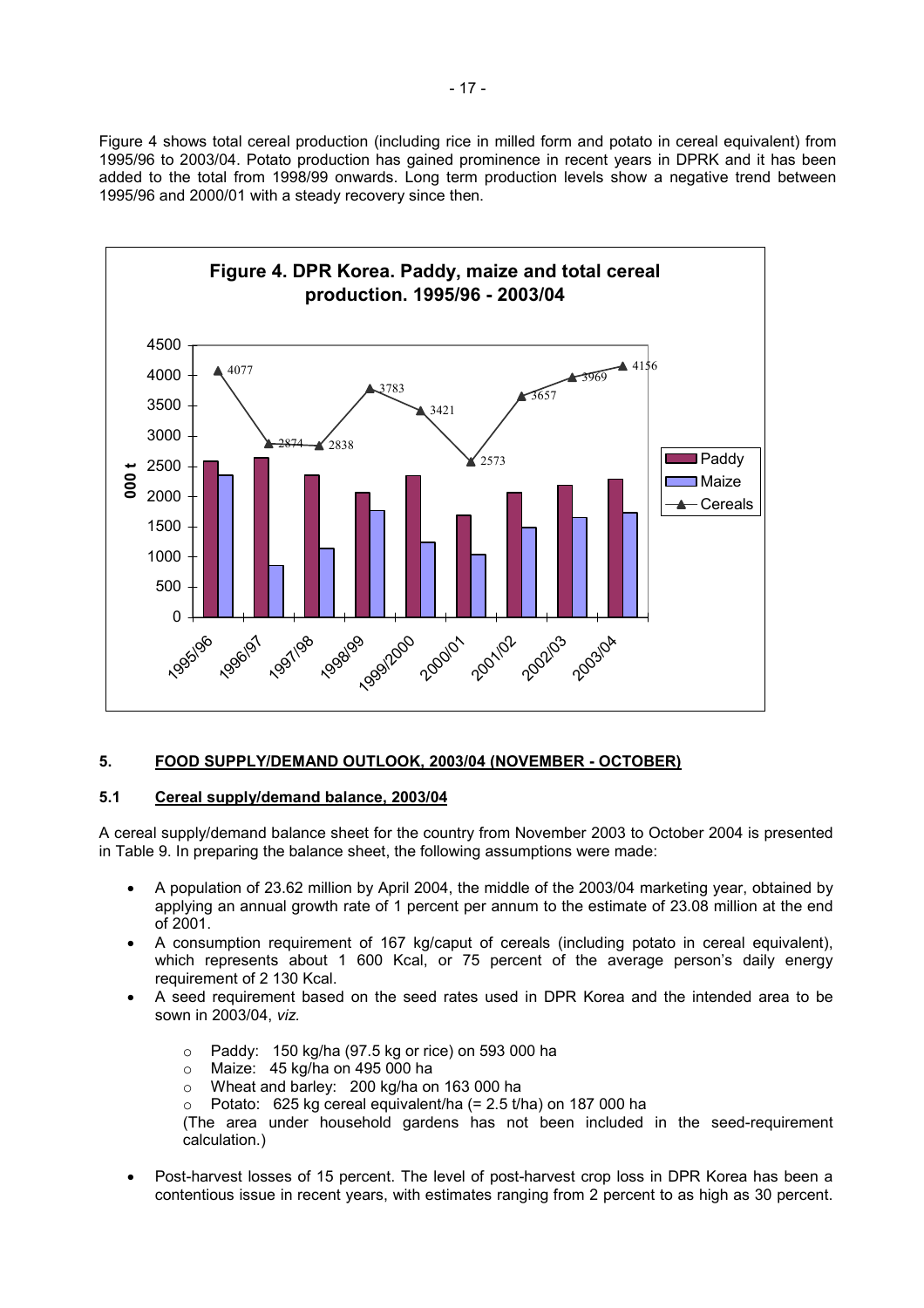Figure 4 shows total cereal production (including rice in milled form and potato in cereal equivalent) from 1995/96 to 2003/04. Potato production has gained prominence in recent years in DPRK and it has been added to the total from 1998/99 onwards. Long term production levels show a negative trend between 1995/96 and 2000/01 with a steady recovery since then.

**Figure 4. DPR Korea. Paddy, maize and total cereal production. 1995/96 - 2003/04**

| Year | Cereals ('000 t) |
|---|---|
| 1995/96 | 4077 |
| 1996/97 | 2874 |
| 1997/98 | 2838 |
| 1998/99 | 3783 |
| 1999/2000 | 3421 |
| 2000/01 | 2573 |
| 2001/02 | 3657 |
| 2002/03 | 3969 |
| 2003/04 | 4156 |

## 5. FOOD SUPPLY/DEMAND OUTLOOK, 2003/04 (NOVEMBER - OCTOBER)

### 5.1 Cereal supply/demand balance, 2003/04

A cereal supply/demand balance sheet for the country from November 2003 to October 2004 is presented in Table 9. In preparing the balance sheet, the following assumptions were made:

- A population of 23.62 million by April 2004, the middle of the 2003/04 marketing year, obtained by applying an annual growth rate of 1 percent per annum to the estimate of 23.08 million at the end of 2001.
- A consumption requirement of 167 kg/caput of cereals (including potato in cereal equivalent), which represents about 1 600 Kcal, or 75 percent of the average person's daily energy requirement of 2 130 Kcal.
- A seed requirement based on the seed rates used in DPR Korea and the intended area to be sown in 2003/04, *viz.*
    - Paddy: 150 kg/ha (97.5 kg or rice) on 593 000 ha
    - Maize: 45 kg/ha on 495 000 ha
    - Wheat and barley: 200 kg/ha on 163 000 ha
    - Potato: 625 kg cereal equivalent/ha (= 2.5 t/ha) on 187 000 ha

    (The area under household gardens has not been included in the seed-requirement calculation.)

- Post-harvest losses of 15 percent. The level of post-harvest crop loss in DPR Korea has been a contentious issue in recent years, with estimates ranging from 2 percent to as high as 30 percent.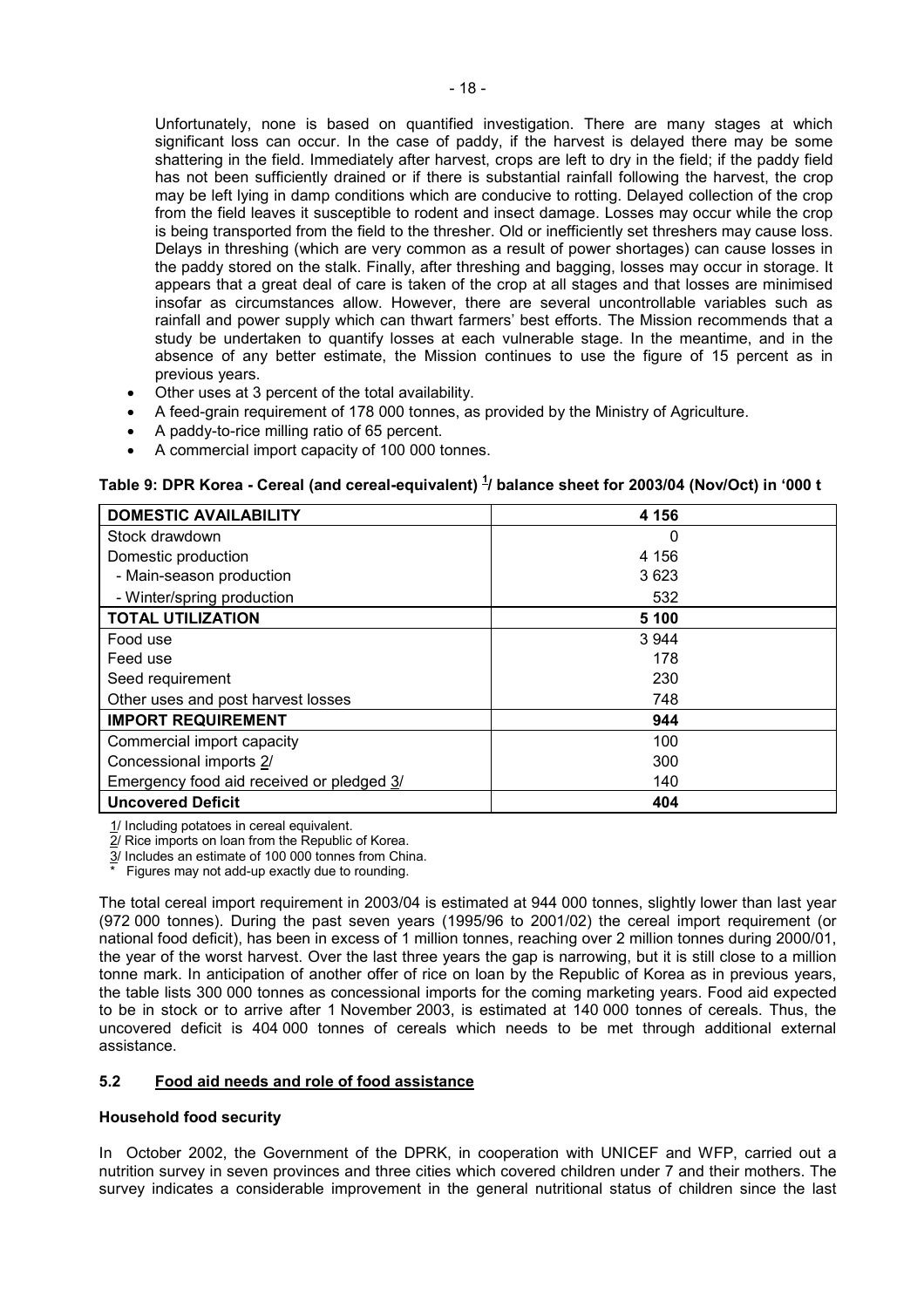Unfortunately, none is based on quantified investigation. There are many stages at which significant loss can occur. In the case of paddy, if the harvest is delayed there may be some shattering in the field. Immediately after harvest, crops are left to dry in the field; if the paddy field has not been sufficiently drained or if there is substantial rainfall following the harvest, the crop may be left lying in damp conditions which are conducive to rotting. Delayed collection of the crop from the field leaves it susceptible to rodent and insect damage. Losses may occur while the crop is being transported from the field to the thresher. Old or inefficiently set threshers may cause loss. Delays in threshing (which are very common as a result of power shortages) can cause losses in the paddy stored on the stalk. Finally, after threshing and bagging, losses may occur in storage. It appears that a great deal of care is taken of the crop at all stages and that losses are minimised insofall as circumstances allow. However, there are several uncontrollable variables such as rainfall and power supply which can thwart farmers' best efforts. The Mission recommends that a study be undertaken to quantify losses at each vulnerable stage. In the meantime, and in the absence of any better estimate, the Mission continues to use the figure of 15 percent as in previous years.

- Other uses at 3 percent of the total availability.
- A feed-grain requirement of 178 000 tonnes, as provided by the Ministry of Agriculture.
- A paddy-to-rice milling ratio of 65 percent.
- A commercial import capacity of 100 000 tonnes.

**Table 9: DPR Korea - Cereal (and cereal-equivalent) 1/ balance sheet for 2003/04 (Nov/Oct) in '000 t**

| **DOMESTIC AVAILABILITY** | **4 156** |
|---|---|
| Stock drawdown | 0 |
| Domestic production | 4 156 |
| - Main-season production | 3 623 |
| - Winter/spring production | 532 |
| **TOTAL UTILIZATION** | **5 100** |
| Food use | 3 944 |
| Feed use | 178 |
| Seed requirement | 230 |
| Other uses and post harvest losses | 748 |
| **IMPORT REQUIREMENT** | **944** |
| Commercial import capacity | 100 |
| Concessional imports 2/ | 300 |
| Emergency food aid received or pledged 3/ | 140 |
| **Uncovered Deficit** | **404** |

1/ Including potatoes in cereal equivalent.
2/ Rice imports on loan from the Republic of Korea.
3/ Includes an estimate of 100 000 tonnes from China.
* Figures may not add-up exactly due to rounding.

The total cereal import requirement in 2003/04 is estimated at 944 000 tonnes, slightly lower than last year (972 000 tonnes). During the past seven years (1995/96 to 2001/02) the cereal import requirement (or national food deficit), has been in excess of 1 million tonnes, reaching over 2 million tonnes during 2000/01, the year of the worst harvest. Over the last three years the gap is narrowing, but it is still close to a million tonne mark. In anticipation of another offer of rice on loan by the Republic of Korea as in previous years, the table lists 300 000 tonnes as concessional imports for the coming marketing years. Food aid expected to be in stock or to arrive after 1 November 2003, is estimated at 140 000 tonnes of cereals. Thus, the uncovered deficit is 404 000 tonnes of cereals which needs to be met through additional external assistance.

### 5.2 Food aid needs and role of food assistance

**Household food security**

In October 2002, the Government of the DPRK, in cooperation with UNICEF and WFP, carried out a nutrition survey in seven provinces and three cities which covered children under 7 and their mothers. The survey indicates a considerable improvement in the general nutritional status of children since the last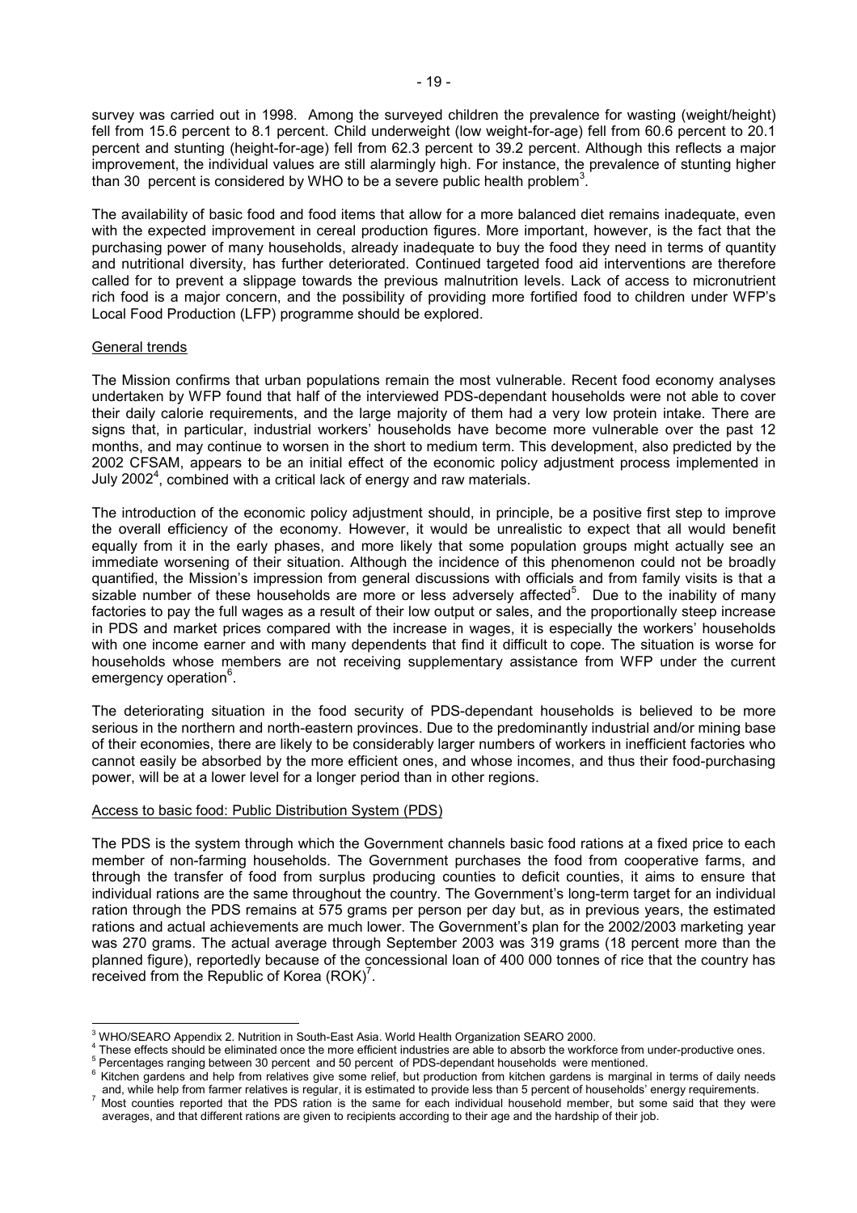survey was carried out in 1998. Among the surveyed children the prevalence for wasting (weight/height) fell from 15.6 percent to 8.1 percent. Child underweight (low weight-for-age) fell from 60.6 percent to 20.1 percent and stunting (height-for-age) fell from 62.3 percent to 39.2 percent. Although this reflects a major improvement, the individual values are still alarmingly high. For instance, the prevalence of stunting higher than 30 percent is considered by WHO to be a severe public health problem[3].

The availability of basic food and food items that allow for a more balanced diet remains inadequate, even with the expected improvement in cereal production figures. More important, however, is the fact that the purchasing power of many households, already inadequate to buy the food they need in terms of quantity and nutritional diversity, has further deteriorated. Continued targeted food aid interventions are therefore called for to prevent a slippage towards the previous malnutrition levels. Lack of access to micronutrient rich food is a major concern, and the possibility of providing more fortified food to children under WFP's Local Food Production (LFP) programme should be explored.

General trends

The Mission confirms that urban populations remain the most vulnerable. Recent food economy analyses undertaken by WFP found that half of the interviewed PDS-dependant households were not able to cover their daily calorie requirements, and the large majority of them had a very low protein intake. There are signs that, in particular, industrial workers' households have become more vulnerable over the past 12 months, and may continue to worsen in the short to medium term. This development, also predicted by the 2002 CFSAM, appears to be an initial effect of the economic policy adjustment process implemented in July 2002[4], combined with a critical lack of energy and raw materials.

The introduction of the economic policy adjustment should, in principle, be a positive first step to improve the overall efficiency of the economy. However, it would be unrealistic to expect that all would benefit equally from it in the early phases, and more likely that some population groups might actually see an immediate worsening of their situation. Although the incidence of this phenomenon could not be broadly quantified, the Mission's impression from general discussions with officials and from family visits is that a sizable number of these households are more or less adversely affected[5]. Due to the inability of many factories to pay the full wages as a result of their low output or sales, and the proportionally steep increase in PDS and market prices compared with the increase in wages, it is especially the workers' households with one income earner and with many dependents that find it difficult to cope. The situation is worse for households whose members are not receiving supplementary assistance from WFP under the current emergency operation[6].

The deteriorating situation in the food security of PDS-dependant households is believed to be more serious in the northern and north-eastern provinces. Due to the predominantly industrial and/or mining base of their economies, there are likely to be considerably larger numbers of workers in inefficient factories who cannot easily be absorbed by the more efficient ones, and whose incomes, and thus their food-purchasing power, will be at a lower level for a longer period than in other regions.

Access to basic food: Public Distribution System (PDS)

The PDS is the system through which the Government channels basic food rations at a fixed price to each member of non-farming households. The Government purchases the food from cooperative farms, and through the transfer of food from surplus producing counties to deficit counties, it aims to ensure that individual rations are the same throughout the country. The Government's long-term target for an individual ration through the PDS remains at 575 grams per person per day but, as in previous years, the estimated rations and actual achievements are much lower. The Government's plan for the 2002/2003 marketing year was 270 grams. The actual average through September 2003 was 319 grams (18 percent more than the planned figure), reportedly because of the concessional loan of 400 000 tonnes of rice that the country has received from the Republic of Korea (ROK)[7].

---

[3] WHO/SEARO Appendix 2. Nutrition in South-East Asia. World Health Organization SEARO 2000.

[4] These effects should be eliminated once the more efficient industries are able to absorb the workforce from under-productive ones.

[5] Percentages ranging between 30 percent and 50 percent of PDS-dependant households were mentioned.

[6] Kitchen gardens and help from relatives give some relief, but production from kitchen gardens is marginal in terms of daily needs and, while help from farmer relatives is regular, it is estimated to provide less than 5 percent of households' energy requirements.

[7] Most counties reported that the PDS ration is the same for each individual household member, but some said that they were averages, and that different rations are given to recipients according to their age and the hardship of their job.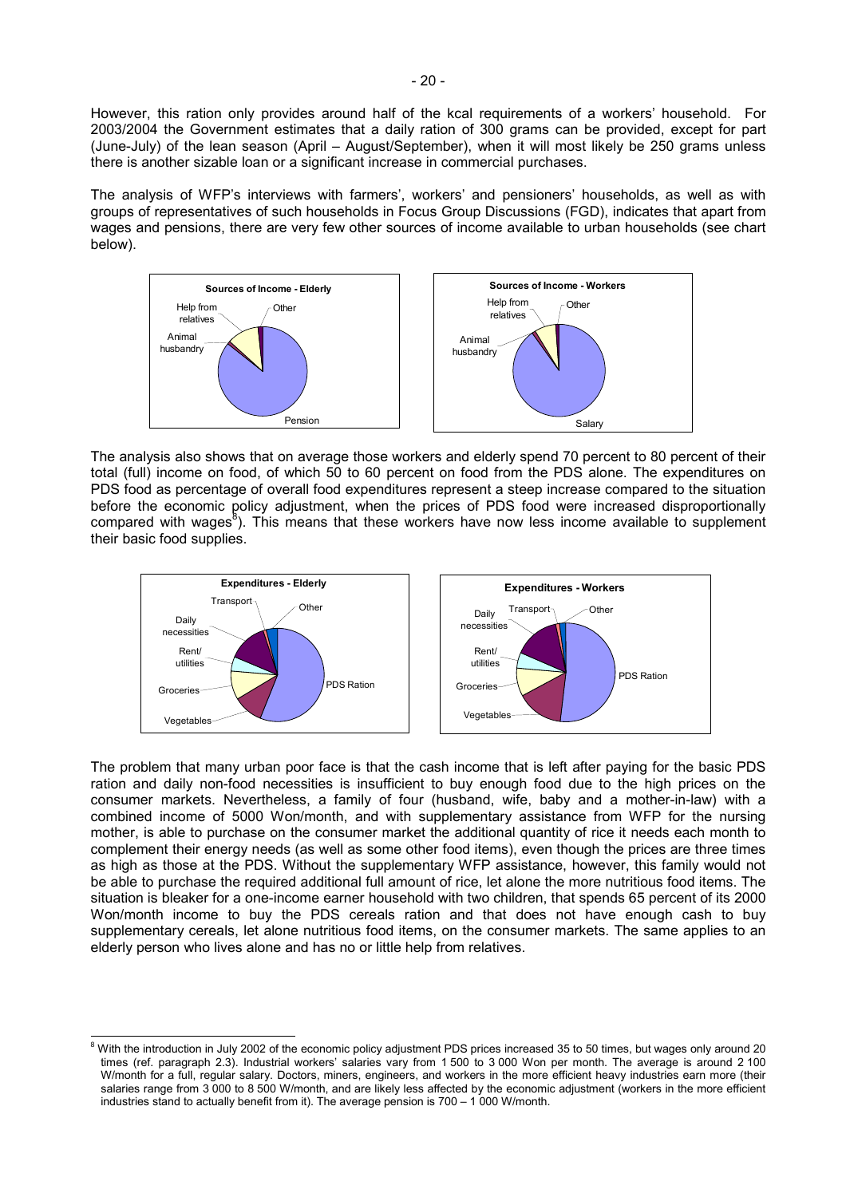However, this ration only provides around half of the kcal requirements of a workers' household. For 2003/2004 the Government estimates that a daily ration of 300 grams can be provided, except for part (June-July) of the lean season (April – August/September), when it will most likely be 250 grams unless there is another sizable loan or a significant increase in commercial purchases.

The analysis of WFP's interviews with farmers', workers' and pensioners' households, as well as with groups of representatives of such households in Focus Group Discussions (FGD), indicates that apart from wages and pensions, there are very few other sources of income available to urban households (see chart below).

**Sources of Income - Elderly**

Help from relatives; Other; Animal husbandry; Pension

**Sources of Income - Workers**

Help from relatives; Other; Animal husbandry; Salary

The analysis also shows that on average those workers and elderly spend 70 percent to 80 percent of their total (full) income on food, of which 50 to 60 percent on food from the PDS alone. The expenditures on PDS food as percentage of overall food expenditures represent a steep increase compared to the situation before the economic policy adjustment, when the prices of PDS food were increased disproportionally compared with wages[8]). This means that these workers have now less income available to supplement their basic food supplies.

**Expenditures - Elderly**

Transport; Other; Daily necessities; Rent/utilities; Groceries; Vegetables; PDS Ration

**Expenditures - Workers**

Transport; Other; Daily necessities; Rent/utilities; Groceries; Vegetables; PDS Ration

The problem that many urban poor face is that the cash income that is left after paying for the basic PDS ration and daily non-food necessities is insufficient to buy enough food due to the high prices on the consumer markets. Nevertheless, a family of four (husband, wife, baby and a mother-in-law) with a combined income of 5000 Won/month, and with supplementary assistance from WFP for the nursing mother, is able to purchase on the consumer market the additional quantity of rice it needs each month to complement their energy needs (as well as some other food items), even though the prices are three times as high as those at the PDS. Without the supplementary WFP assistance, however, this family would not be able to purchase the required additional full amount of rice, let alone the more nutritious food items. The situation is bleaker for a one-income earner household with two children, that spends 65 percent of its 2000 Won/month income to buy the PDS cereals ration and that does not have enough cash to buy supplementary cereals, let alone nutritious food items, on the consumer markets. The same applies to an elderly person who lives alone and has no or little help from relatives.

---

[8] With the introduction in July 2002 of the economic policy adjustment PDS prices increased 35 to 50 times, but wages only around 20 times (ref. paragraph 2.3). Industrial workers' salaries vary from 1 500 to 3 000 Won per month. The average is around 2 100 W/month for a full, regular salary. Doctors, miners, engineers, and workers in the more efficient heavy industries earn more (their salaries range from 3 000 to 8 500 W/month, and are likely less affected by the economic adjustment (workers in the more efficient industries stand to actually benefit from it). The average pension is 700 – 1 000 W/month.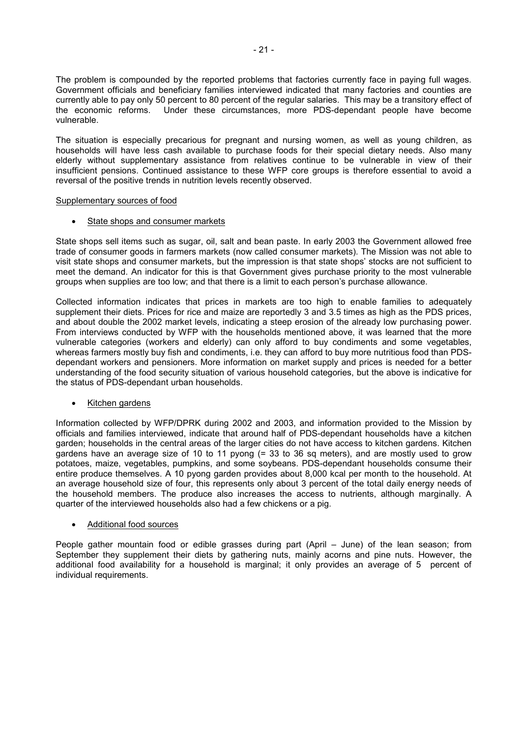The problem is compounded by the reported problems that factories currently face in paying full wages. Government officials and beneficiary families interviewed indicated that many factories and counties are currently able to pay only 50 percent to 80 percent of the regular salaries. This may be a transitory effect of the economic reforms. Under these circumstances, more PDS-dependant people have become vulnerable.

The situation is especially precarious for pregnant and nursing women, as well as young children, as households will have less cash available to purchase foods for their special dietary needs. Also many elderly without supplementary assistance from relatives continue to be vulnerable in view of their insufficient pensions. Continued assistance to these WFP core groups is therefore essential to avoid a reversal of the positive trends in nutrition levels recently observed.

<u>Supplementary sources of food</u>

- <u>State shops and consumer markets</u>

State shops sell items such as sugar, oil, salt and bean paste. In early 2003 the Government allowed free trade of consumer goods in farmers markets (now called consumer markets). The Mission was not able to visit state shops and consumer markets, but the impression is that state shops' stocks are not sufficient to meet the demand. An indicator for this is that Government gives purchase priority to the most vulnerable groups when supplies are too low; and that there is a limit to each person's purchase allowance.

Collected information indicates that prices in markets are too high to enable families to adequately supplement their diets. Prices for rice and maize are reportedly 3 and 3.5 times as high as the PDS prices, and about double the 2002 market levels, indicating a steep erosion of the already low purchasing power. From interviews conducted by WFP with the households mentioned above, it was learned that the more vulnerable categories (workers and elderly) can only afford to buy condiments and some vegetables, whereas farmers mostly buy fish and condiments, i.e. they can afford to buy more nutritious food than PDS-dependant workers and pensioners. More information on market supply and prices is needed for a better understanding of the food security situation of various household categories, but the above is indicative for the status of PDS-dependant urban households.

- <u>Kitchen gardens</u>

Information collected by WFP/DPRK during 2002 and 2003, and information provided to the Mission by officials and families interviewed, indicate that around half of PDS-dependant households have a kitchen garden; households in the central areas of the larger cities do not have access to kitchen gardens. Kitchen gardens have an average size of 10 to 11 pyong (= 33 to 36 sq meters), and are mostly used to grow potatoes, maize, vegetables, pumpkins, and some soybeans. PDS-dependant households consume their entire produce themselves. A 10 pyong garden provides about 8,000 kcal per month to the household. At an average household size of four, this represents only about 3 percent of the total daily energy needs of the household members. The produce also increases the access to nutrients, although marginally. A quarter of the interviewed households also had a few chickens or a pig.

- <u>Additional food sources</u>

People gather mountain food or edible grasses during part (April – June) of the lean season; from September they supplement their diets by gathering nuts, mainly acorns and pine nuts. However, the additional food availability for a household is marginal; it only provides an average of 5 percent of individual requirements.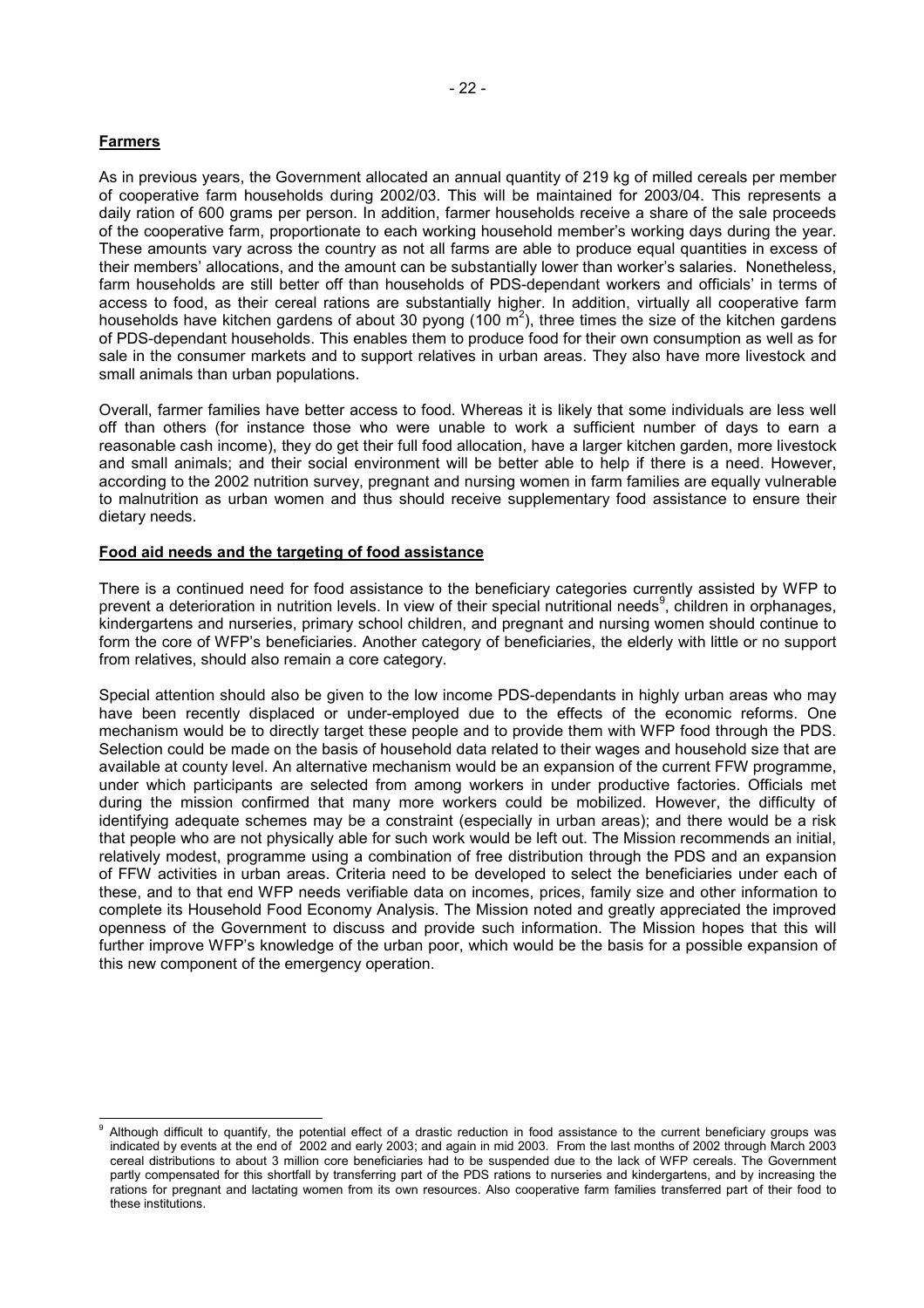## Farmers

As in previous years, the Government allocated an annual quantity of 219 kg of milled cereals per member of cooperative farm households during 2002/03. This will be maintained for 2003/04. This represents a daily ration of 600 grams per person. In addition, farmer households receive a share of the sale proceeds of the cooperative farm, proportionate to each working household member's working days during the year. These amounts vary across the country as not all farms are able to produce equal quantities in excess of their members' allocations, and the amount can be substantially lower than worker's salaries. Nonetheless, farm households are still better off than households of PDS-dependant workers and officials' in terms of access to food, as their cereal rations are substantially higher. In addition, virtually all cooperative farm households have kitchen gardens of about 30 pyong (100 $m^2$), three times the size of the kitchen gardens of PDS-dependant households. This enables them to produce food for their own consumption as well as for sale in the consumer markets and to support relatives in urban areas. They also have more livestock and small animals than urban populations.

Overall, farmer families have better access to food. Whereas it is likely that some individuals are less well off than others (for instance those who were unable to work a sufficient number of days to earn a reasonable cash income), they do get their full food allocation, have a larger kitchen garden, more livestock and small animals; and their social environment will be better able to help if there is a need. However, according to the 2002 nutrition survey, pregnant and nursing women in farm families are equally vulnerable to malnutrition as urban women and thus should receive supplementary food assistance to ensure their dietary needs.

## Food aid needs and the targeting of food assistance

There is a continued need for food assistance to the beneficiary categories currently assisted by WFP to prevent a deterioration in nutrition levels. In view of their special nutritional needs[9], children in orphanages, kindergartens and nurseries, primary school children, and pregnant and nursing women should continue to form the core of WFP's beneficiaries. Another category of beneficiaries, the elderly with little or no support from relatives, should also remain a core category.

Special attention should also be given to the low income PDS-dependants in highly urban areas who may have been recently displaced or under-employed due to the effects of the economic reforms. One mechanism would be to directly target these people and to provide them with WFP food through the PDS. Selection could be made on the basis of household data related to their wages and household size that are available at county level. An alternative mechanism would be an expansion of the current FFW programme, under which participants are selected from among workers in under productive factories. Officials met during the mission confirmed that many more workers could be mobilized. However, the difficulty of identifying adequate schemes may be a constraint (especially in urban areas); and there would be a risk that people who are not physically able for such work would be left out. The Mission recommends an initial, relatively modest, programme using a combination of free distribution through the PDS and an expansion of FFW activities in urban areas. Criteria need to be developed to select the beneficiaries under each of these, and to that end WFP needs verifiable data on incomes, prices, family size and other information to complete its Household Food Economy Analysis. The Mission noted and greatly appreciated the improved openness of the Government to discuss and provide such information. The Mission hopes that this will further improve WFP's knowledge of the urban poor, which would be the basis for a possible expansion of this new component of the emergency operation.

---

[9] Although difficult to quantify, the potential effect of a drastic reduction in food assistance to the current beneficiary groups was indicated by events at the end of 2002 and early 2003; and again in mid 2003. From the last months of 2002 through March 2003 cereal distributions to about 3 million core beneficiaries had to be suspended due to the lack of WFP cereals. The Government partly compensated for this shortfall by transferring part of the PDS rations to nurseries and kindergartens, and by increasing the rations for pregnant and lactating women from its own resources. Also cooperative farm families transferred part of their food to these institutions.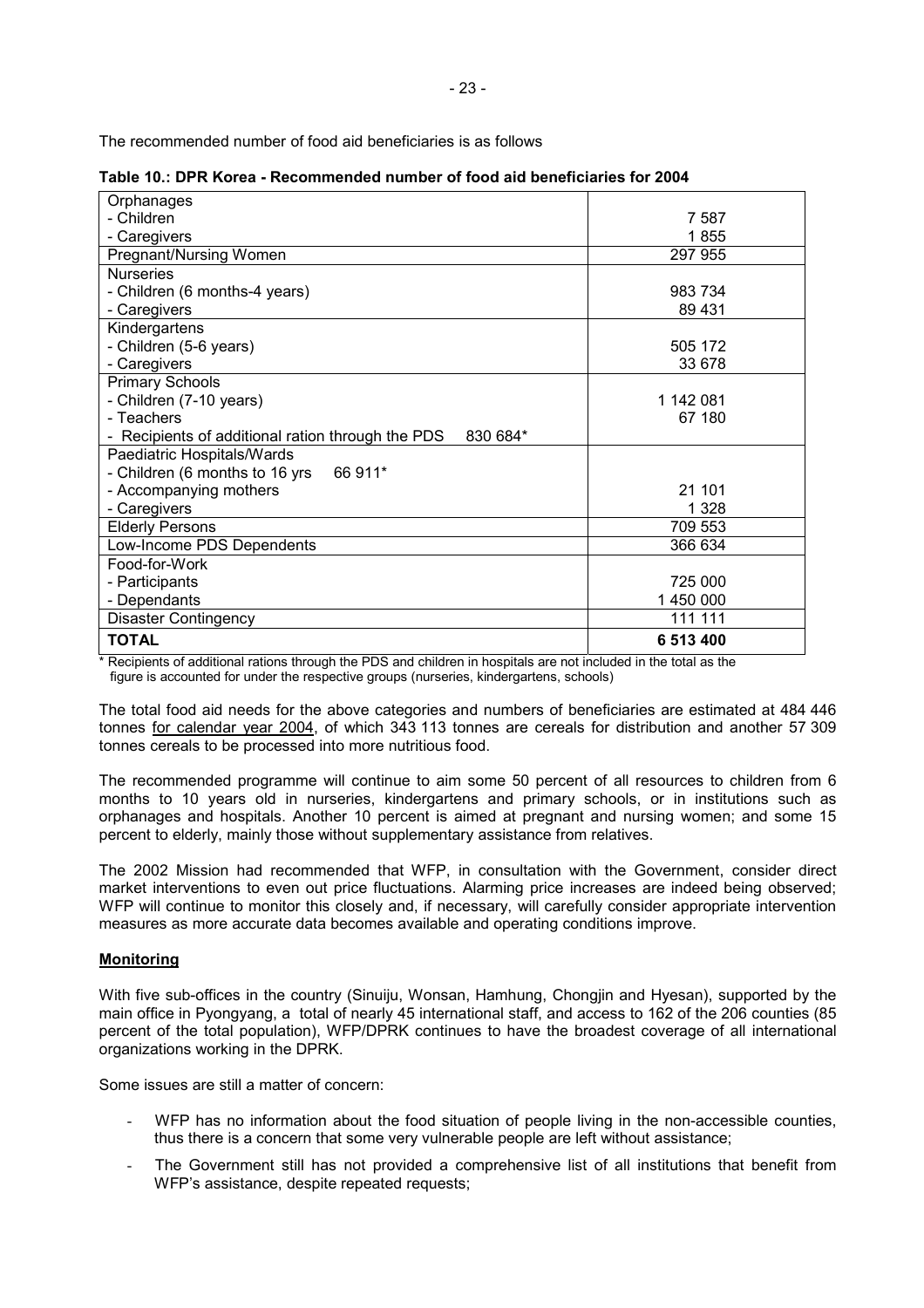The recommended number of food aid beneficiaries is as follows

**Table 10.: DPR Korea - Recommended number of food aid beneficiaries for 2004**

| Category | Number |
|---|---|
| Orphanages | |
| - Children | 7 587 |
| - Caregivers | 1 855 |
| Pregnant/Nursing Women | 297 955 |
| Nurseries | |
| - Children (6 months-4 years) | 983 734 |
| - Caregivers | 89 431 |
| Kindergartens | |
| - Children (5-6 years) | 505 172 |
| - Caregivers | 33 678 |
| Primary Schools | |
| - Children (7-10 years) | 1 142 081 |
| - Teachers | 67 180 |
| - Recipients of additional ration through the PDS 830 684* | |
| Paediatric Hospitals/Wards | |
| - Children (6 months to 16 yrs 66 911* | |
| - Accompanying mothers | 21 101 |
| - Caregivers | 1 328 |
| Elderly Persons | 709 553 |
| Low-Income PDS Dependents | 366 634 |
| Food-for-Work | |
| - Participants | 725 000 |
| - Dependants | 1 450 000 |
| Disaster Contingency | 111 111 |
| **TOTAL** | **6 513 400** |

* Recipients of additional rations through the PDS and children in hospitals are not included in the total as the figure is accounted for under the respective groups (nurseries, kindergartens, schools)

The total food aid needs for the above categories and numbers of beneficiaries are estimated at 484 446 tonnes for calendar year 2004, of which 343 113 tonnes are cereals for distribution and another 57 309 tonnes cereals to be processed into more nutritious food.

The recommended programme will continue to aim some 50 percent of all resources to children from 6 months to 10 years old in nurseries, kindergartens and primary schools, or in institutions such as orphanages and hospitals. Another 10 percent is aimed at pregnant and nursing women; and some 15 percent to elderly, mainly those without supplementary assistance from relatives.

The 2002 Mission had recommended that WFP, in consultation with the Government, consider direct market interventions to even out price fluctuations. Alarming price increases are indeed being observed; WFP will continue to monitor this closely and, if necessary, will carefully consider appropriate intervention measures as more accurate data becomes available and operating conditions improve.

**Monitoring**

With five sub-offices in the country (Sinuiju, Wonsan, Hamhung, Chongjin and Hyesan), supported by the main office in Pyongyang, a total of nearly 45 international staff, and access to 162 of the 206 counties (85 percent of the total population), WFP/DPRK continues to have the broadest coverage of all international organizations working in the DPRK.

Some issues are still a matter of concern:

- WFP has no information about the food situation of people living in the non-accessible counties, thus there is a concern that some very vulnerable people are left without assistance;
- The Government still has not provided a comprehensive list of all institutions that benefit from WFP's assistance, despite repeated requests;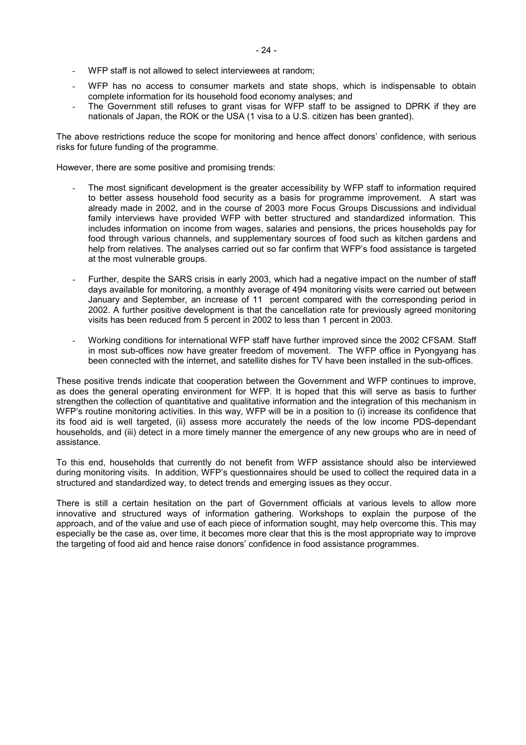- WFP staff is not allowed to select interviewees at random;
- WFP has no access to consumer markets and state shops, which is indispensable to obtain complete information for its household food economy analyses; and
- The Government still refuses to grant visas for WFP staff to be assigned to DPRK if they are nationals of Japan, the ROK or the USA (1 visa to a U.S. citizen has been granted).

The above restrictions reduce the scope for monitoring and hence affect donors' confidence, with serious risks for future funding of the programme.

However, there are some positive and promising trends:

- The most significant development is the greater accessibility by WFP staff to information required to better assess household food security as a basis for programme improvement. A start was already made in 2002, and in the course of 2003 more Focus Groups Discussions and individual family interviews have provided WFP with better structured and standardized information. This includes information on income from wages, salaries and pensions, the prices households pay for food through various channels, and supplementary sources of food such as kitchen gardens and help from relatives. The analyses carried out so far confirm that WFP's food assistance is targeted at the most vulnerable groups.

- Further, despite the SARS crisis in early 2003, which had a negative impact on the number of staff days available for monitoring, a monthly average of 494 monitoring visits were carried out between January and September, an increase of 11 percent compared with the corresponding period in 2002. A further positive development is that the cancellation rate for previously agreed monitoring visits has been reduced from 5 percent in 2002 to less than 1 percent in 2003.

- Working conditions for international WFP staff have further improved since the 2002 CFSAM. Staff in most sub-offices now have greater freedom of movement. The WFP office in Pyongyang has been connected with the internet, and satellite dishes for TV have been installed in the sub-offices.

These positive trends indicate that cooperation between the Government and WFP continues to improve, as does the general operating environment for WFP. It is hoped that this will serve as basis to further strengthen the collection of quantitative and qualitative information and the integration of this mechanism in WFP's routine monitoring activities. In this way, WFP will be in a position to (i) increase its confidence that its food aid is well targeted, (ii) assess more accurately the needs of the low income PDS-dependant households, and (iii) detect in a more timely manner the emergence of any new groups who are in need of assistance.

To this end, households that currently do not benefit from WFP assistance should also be interviewed during monitoring visits. In addition, WFP's questionnaires should be used to collect the required data in a structured and standardized way, to detect trends and emerging issues as they occur.

There is still a certain hesitation on the part of Government officials at various levels to allow more innovative and structured ways of information gathering. Workshops to explain the purpose of the approach, and of the value and use of each piece of information sought, may help overcome this. This may especially be the case as, over time, it becomes more clear that this is the most appropriate way to improve the targeting of food aid and hence raise donors' confidence in food assistance programmes.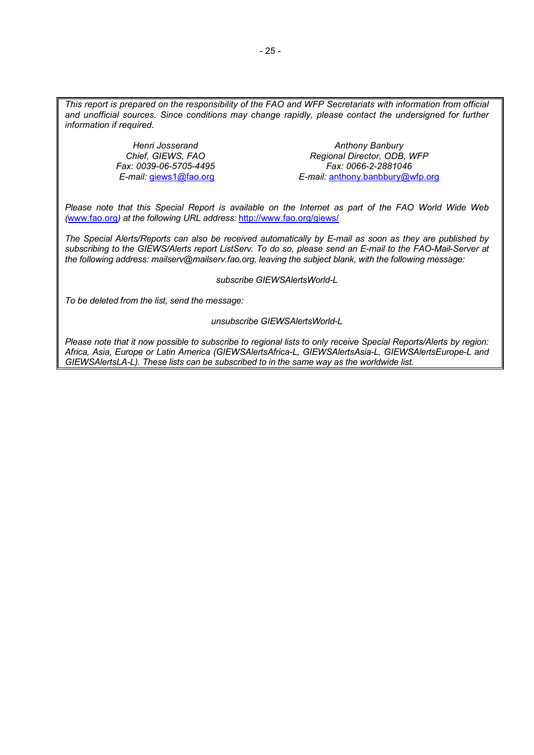*This report is prepared on the responsibility of the FAO and WFP Secretariats with information from official and unofficial sources. Since conditions may change rapidly, please contact the undersigned for further information if required.*

| | |
|---|---|
| *Henri Josserand* | *Anthony Banbury* |
| *Chief, GIEWS, FAO* | *Regional Director, ODB, WFP* |
| *Fax: 0039-06-5705-4495* | *Fax: 0066-2-2881046* |
| *E-mail: giews1@fao.org* | *E-mail: anthony.banbbury@wfp.org* |

*Please note that this Special Report is available on the Internet as part of the FAO World Wide Web (www.fao.org) at the following URL address: http://www.fao.org/giews/*

*The Special Alerts/Reports can also be received automatically by E-mail as soon as they are published by subscribing to the GIEWS/Alerts report ListServ. To do so, please send an E-mail to the FAO-Mail-Server at the following address: mailserv@mailserv.fao.org, leaving the subject blank, with the following message:*

*subscribe GIEWSAlertsWorld-L*

*To be deleted from the list, send the message:*

*unsubscribe GIEWSAlertsWorld-L*

*Please note that it now possible to subscribe to regional lists to only receive Special Reports/Alerts by region: Africa, Asia, Europe or Latin America (GIEWSAlertsAfrica-L, GIEWSAlertsAsia-L, GIEWSAlertsEurope-L and GIEWSAlertsLA-L). These lists can be subscribed to in the same way as the worldwide list.*